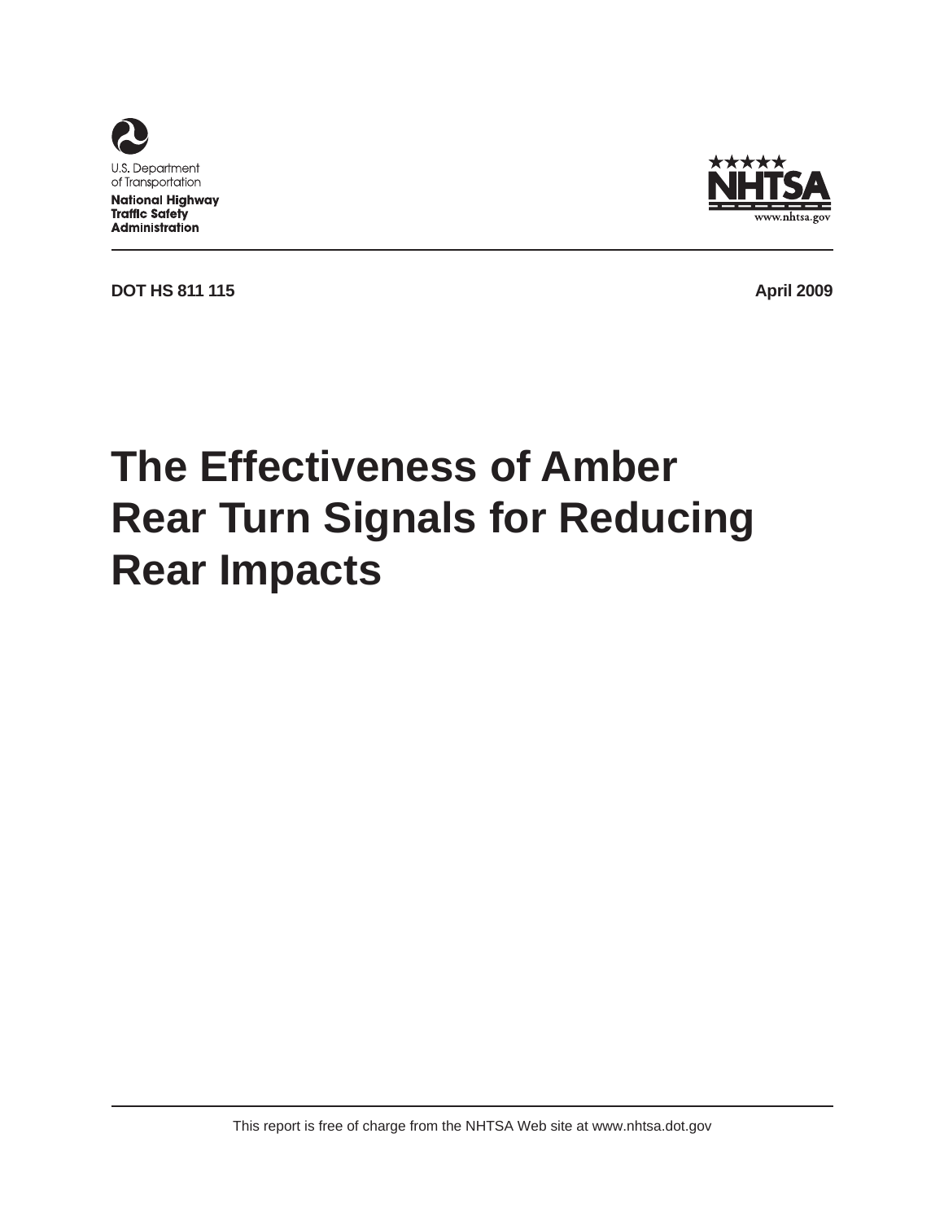U.S. Department of Transportation

**National Highway Traffic Safety Administration**

NHTSA
www.nhtsa.gov

**DOT HS 811 115** **April 2009**

# The Effectiveness of Amber Rear Turn Signals for Reducing Rear Impacts

This report is free of charge from the NHTSA Web site at www.nhtsa.dot.gov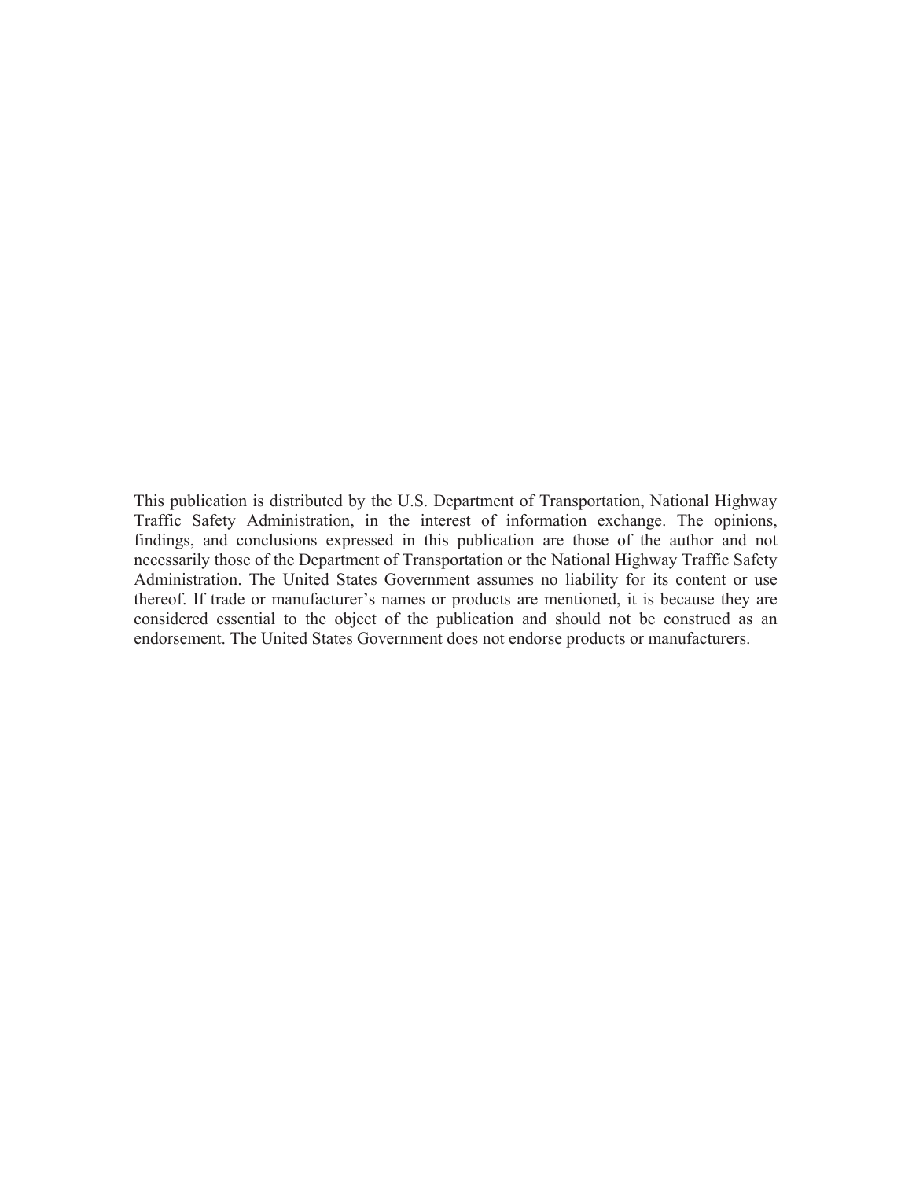This publication is distributed by the U.S. Department of Transportation, National Highway Traffic Safety Administration, in the interest of information exchange. The opinions, findings, and conclusions expressed in this publication are those of the author and not necessarily those of the Department of Transportation or the National Highway Traffic Safety Administration. The United States Government assumes no liability for its content or use thereof. If trade or manufacturer's names or products are mentioned, it is because they are considered essential to the object of the publication and should not be construed as an endorsement. The United States Government does not endorse products or manufacturers.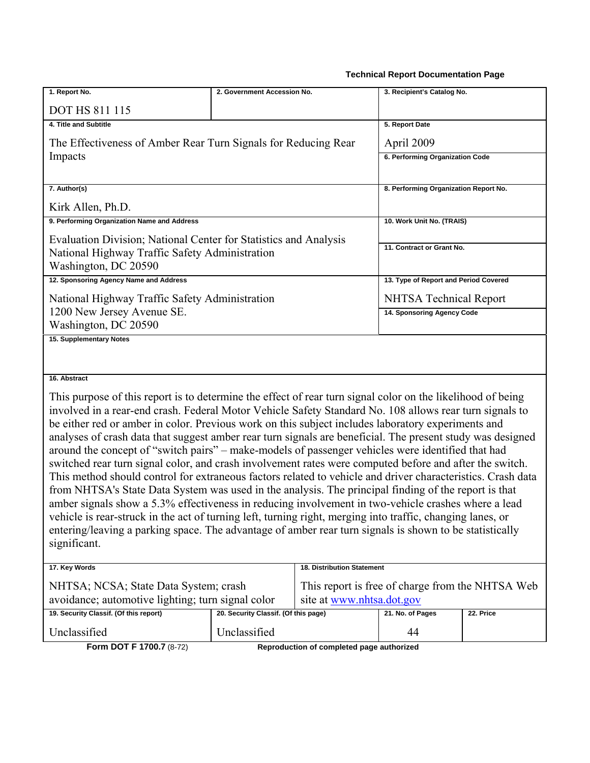**Technical Report Documentation Page**

| 1. Report No. | 2. Government Accession No. | 3. Recipient's Catalog No. |
|---|---|---|
| DOT HS 811 115 | | |
| 4. Title and Subtitle | | 5. Report Date |
| The Effectiveness of Amber Rear Turn Signals for Reducing Rear Impacts | | April 2009 |
| | | 6. Performing Organization Code |
| 7. Author(s) | | 8. Performing Organization Report No. |
| Kirk Allen, Ph.D. | | |
| 9. Performing Organization Name and Address | | 10. Work Unit No. (TRAIS) |
| Evaluation Division; National Center for Statistics and Analysis<br>National Highway Traffic Safety Administration<br>Washington, DC 20590 | | 11. Contract or Grant No. |
| 12. Sponsoring Agency Name and Address | | 13. Type of Report and Period Covered |
| National Highway Traffic Safety Administration<br>1200 New Jersey Avenue SE.<br>Washington, DC 20590 | | NHTSA Technical Report |
| | | 14. Sponsoring Agency Code |
| 15. Supplementary Notes | | |

**16. Abstract**

This purpose of this report is to determine the effect of rear turn signal color on the likelihood of being involved in a rear-end crash. Federal Motor Vehicle Safety Standard No. 108 allows rear turn signals to be either red or amber in color. Previous work on this subject includes laboratory experiments and analyses of crash data that suggest amber rear turn signals are beneficial. The present study was designed around the concept of "switch pairs" – make-models of passenger vehicles were identified that had switched rear turn signal color, and crash involvement rates were computed before and after the switch. This method should control for extraneous factors related to vehicle and driver characteristics. Crash data from NHTSA's State Data System was used in the analysis. The principal finding of the report is that amber signals show a 5.3% effectiveness in reducing involvement in two-vehicle crashes where a lead vehicle is rear-struck in the act of turning left, turning right, merging into traffic, changing lanes, or entering/leaving a parking space. The advantage of amber rear turn signals is shown to be statistically significant.

| 17. Key Words | | 18. Distribution Statement | |
|---|---|---|---|
| NHTSA; NCSA; State Data System; crash avoidance; automotive lighting; turn signal color | | This report is free of charge from the NHTSA Web site at www.nhtsa.dot.gov | |
| 19. Security Classif. (Of this report) | 20. Security Classif. (Of this page) | 21. No. of Pages | 22. Price |
| Unclassified | Unclassified | 44 | |

**Form DOT F 1700.7** (8-72) **Reproduction of completed page authorized**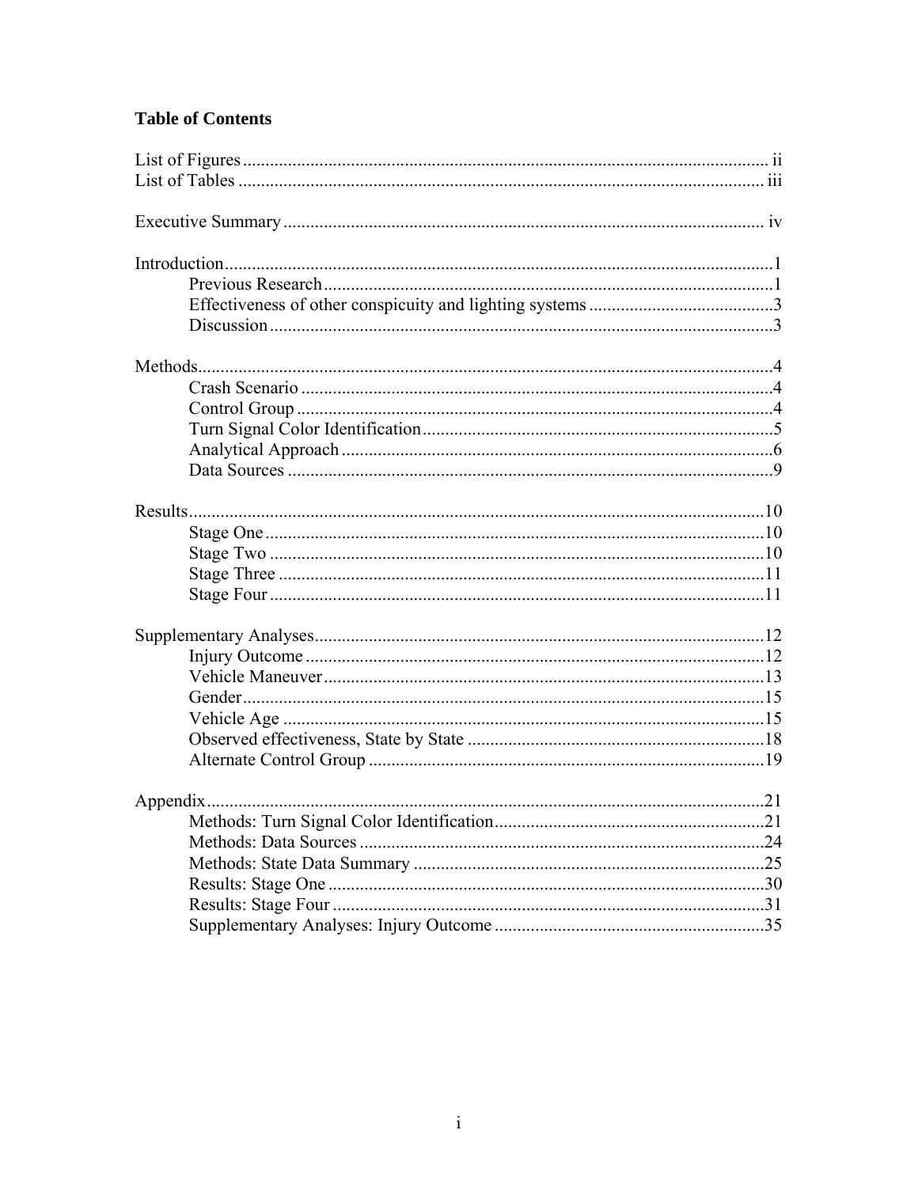## Table of Contents

List of Figures ..... ii
List of Tables ..... iii

Executive Summary ..... iv

Introduction ..... 1
- Previous Research ..... 1
- Effectiveness of other conspicuity and lighting systems ..... 3
- Discussion ..... 3

Methods ..... 4
- Crash Scenario ..... 4
- Control Group ..... 4
- Turn Signal Color Identification ..... 5
- Analytical Approach ..... 6
- Data Sources ..... 9

Results ..... 10
- Stage One ..... 10
- Stage Two ..... 10
- Stage Three ..... 11
- Stage Four ..... 11

Supplementary Analyses ..... 12
- Injury Outcome ..... 12
- Vehicle Maneuver ..... 13
- Gender ..... 15
- Vehicle Age ..... 15
- Observed effectiveness, State by State ..... 18
- Alternate Control Group ..... 19

Appendix ..... 21
- Methods: Turn Signal Color Identification ..... 21
- Methods: Data Sources ..... 24
- Methods: State Data Summary ..... 25
- Results: Stage One ..... 30
- Results: Stage Four ..... 31
- Supplementary Analyses: Injury Outcome ..... 35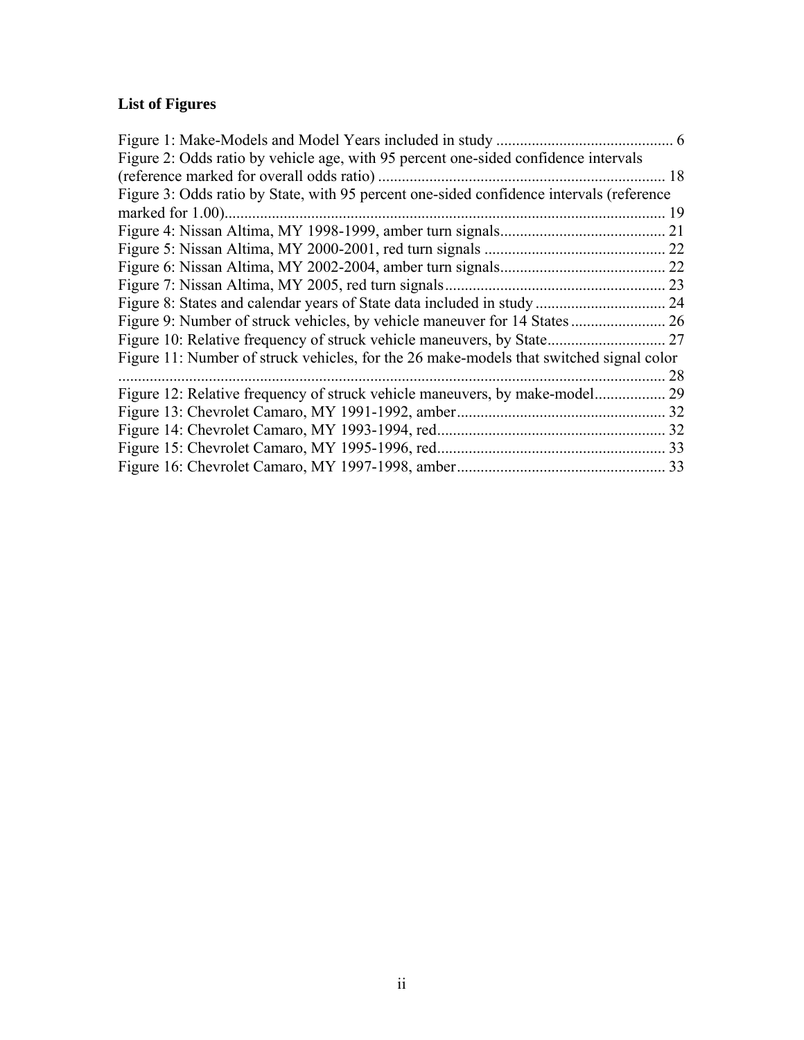**List of Figures**

Figure 1: Make-Models and Model Years included in study ............................................ 6
Figure 2: Odds ratio by vehicle age, with 95 percent one-sided confidence intervals (reference marked for overall odds ratio) ....................................................................... 18
Figure 3: Odds ratio by State, with 95 percent one-sided confidence intervals (reference marked for 1.00)............................................................................................................ 19
Figure 4: Nissan Altima, MY 1998-1999, amber turn signals......................................... 21
Figure 5: Nissan Altima, MY 2000-2001, red turn signals ............................................. 22
Figure 6: Nissan Altima, MY 2002-2004, amber turn signals......................................... 22
Figure 7: Nissan Altima, MY 2005, red turn signals....................................................... 23
Figure 8: States and calendar years of State data included in study ................................ 24
Figure 9: Number of struck vehicles, by vehicle maneuver for 14 States ....................... 26
Figure 10: Relative frequency of struck vehicle maneuvers, by State............................. 27
Figure 11: Number of struck vehicles, for the 26 make-models that switched signal color .......................................................................................................................................... 28
Figure 12: Relative frequency of struck vehicle maneuvers, by make-model.................. 29
Figure 13: Chevrolet Camaro, MY 1991-1992, amber.................................................... 32
Figure 14: Chevrolet Camaro, MY 1993-1994, red......................................................... 32
Figure 15: Chevrolet Camaro, MY 1995-1996, red......................................................... 33
Figure 16: Chevrolet Camaro, MY 1997-1998, amber.................................................... 33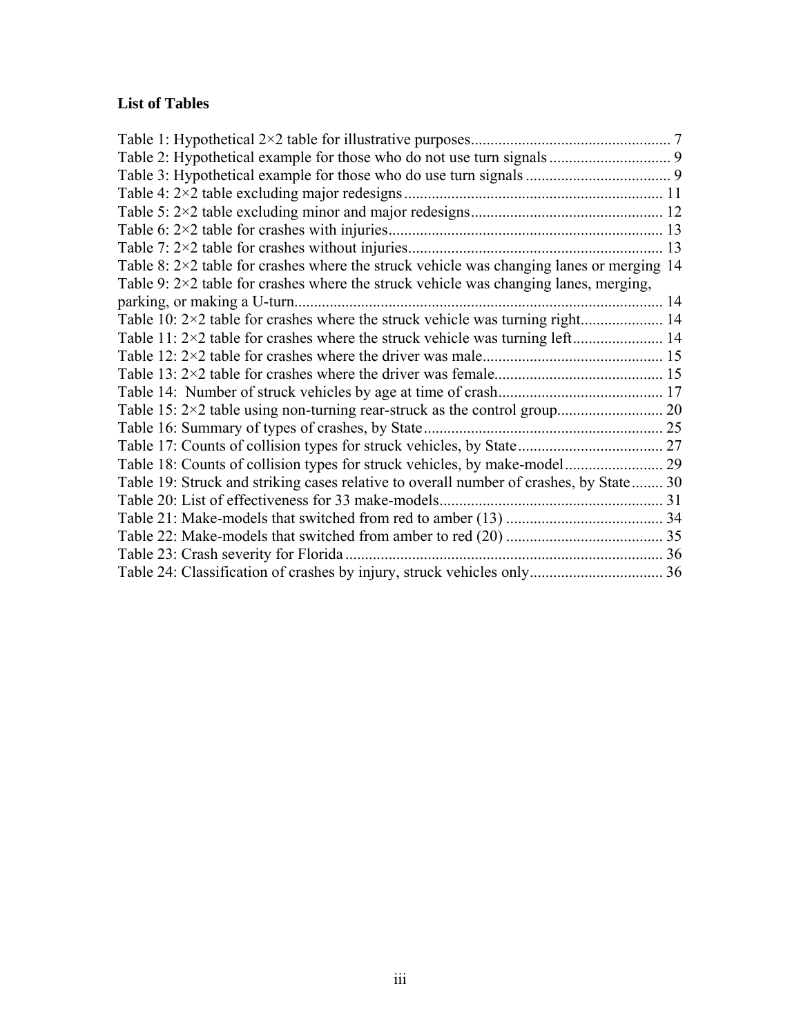**List of Tables**

Table 1: Hypothetical 2×2 table for illustrative purposes.................................................. 7
Table 2: Hypothetical example for those who do not use turn signals .............................. 9
Table 3: Hypothetical example for those who do use turn signals .................................... 9
Table 4: 2×2 table excluding major redesigns .................................................................. 11
Table 5: 2×2 table excluding minor and major redesigns................................................. 12
Table 6: 2×2 table for crashes with injuries...................................................................... 13
Table 7: 2×2 table for crashes without injuries................................................................. 13
Table 8: 2×2 table for crashes where the struck vehicle was changing lanes or merging 14
Table 9: 2×2 table for crashes where the struck vehicle was changing lanes, merging, parking, or making a U-turn............................................................................................. 14
Table 10: 2×2 table for crashes where the struck vehicle was turning right..................... 14
Table 11: 2×2 table for crashes where the struck vehicle was turning left....................... 14
Table 12: 2×2 table for crashes where the driver was male.............................................. 15
Table 13: 2×2 table for crashes where the driver was female........................................... 15
Table 14: Number of struck vehicles by age at time of crash........................................... 17
Table 15: 2×2 table using non-turning rear-struck as the control group........................... 20
Table 16: Summary of types of crashes, by State............................................................. 25
Table 17: Counts of collision types for struck vehicles, by State..................................... 27
Table 18: Counts of collision types for struck vehicles, by make-model......................... 29
Table 19: Struck and striking cases relative to overall number of crashes, by State........ 30
Table 20: List of effectiveness for 33 make-models......................................................... 31
Table 21: Make-models that switched from red to amber (13) ........................................ 34
Table 22: Make-models that switched from amber to red (20) ........................................ 35
Table 23: Crash severity for Florida ................................................................................. 36
Table 24: Classification of crashes by injury, struck vehicles only.................................. 36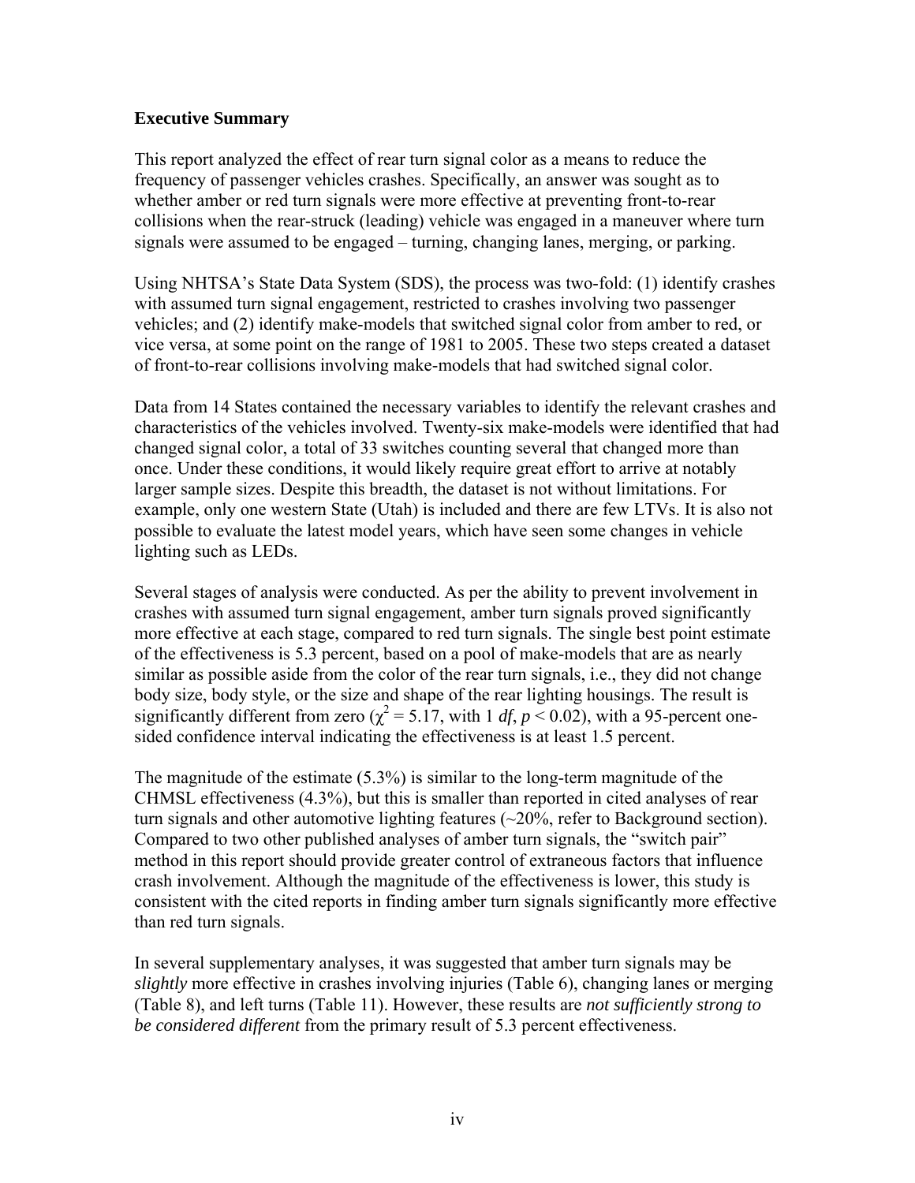**Executive Summary**

This report analyzed the effect of rear turn signal color as a means to reduce the frequency of passenger vehicles crashes. Specifically, an answer was sought as to whether amber or red turn signals were more effective at preventing front-to-rear collisions when the rear-struck (leading) vehicle was engaged in a maneuver where turn signals were assumed to be engaged – turning, changing lanes, merging, or parking.

Using NHTSA's State Data System (SDS), the process was two-fold: (1) identify crashes with assumed turn signal engagement, restricted to crashes involving two passenger vehicles; and (2) identify make-models that switched signal color from amber to red, or vice versa, at some point on the range of 1981 to 2005. These two steps created a dataset of front-to-rear collisions involving make-models that had switched signal color.

Data from 14 States contained the necessary variables to identify the relevant crashes and characteristics of the vehicles involved. Twenty-six make-models were identified that had changed signal color, a total of 33 switches counting several that changed more than once. Under these conditions, it would likely require great effort to arrive at notably larger sample sizes. Despite this breadth, the dataset is not without limitations. For example, only one western State (Utah) is included and there are few LTVs. It is also not possible to evaluate the latest model years, which have seen some changes in vehicle lighting such as LEDs.

Several stages of analysis were conducted. As per the ability to prevent involvement in crashes with assumed turn signal engagement, amber turn signals proved significantly more effective at each stage, compared to red turn signals. The single best point estimate of the effectiveness is 5.3 percent, based on a pool of make-models that are as nearly similar as possible aside from the color of the rear turn signals, i.e., they did not change body size, body style, or the size and shape of the rear lighting housings. The result is significantly different from zero ($\chi^2 = 5.17$, with 1 *df*, $p < 0.02$), with a 95-percent one-sided confidence interval indicating the effectiveness is at least 1.5 percent.

The magnitude of the estimate (5.3%) is similar to the long-term magnitude of the CHMSL effectiveness (4.3%), but this is smaller than reported in cited analyses of rear turn signals and other automotive lighting features (~20%, refer to Background section). Compared to two other published analyses of amber turn signals, the "switch pair" method in this report should provide greater control of extraneous factors that influence crash involvement. Although the magnitude of the effectiveness is lower, this study is consistent with the cited reports in finding amber turn signals significantly more effective than red turn signals.

In several supplementary analyses, it was suggested that amber turn signals may be *slightly* more effective in crashes involving injuries (Table 6), changing lanes or merging (Table 8), and left turns (Table 11). However, these results are *not sufficiently strong to be considered different* from the primary result of 5.3 percent effectiveness.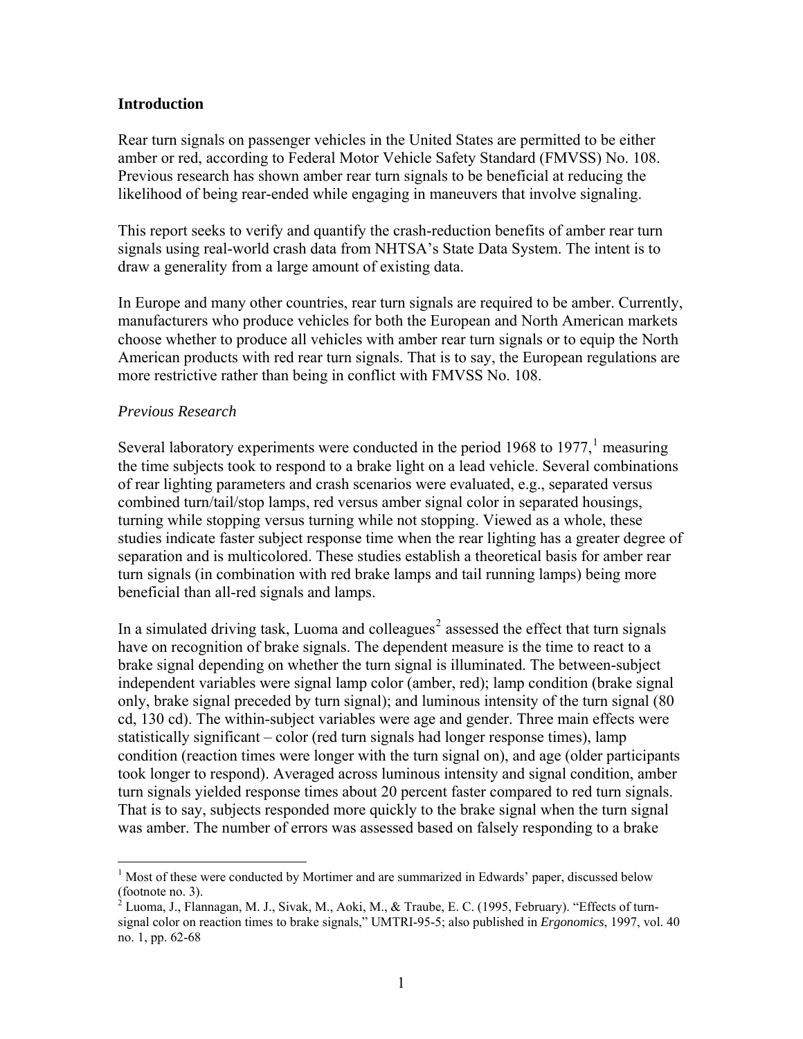## Introduction

Rear turn signals on passenger vehicles in the United States are permitted to be either amber or red, according to Federal Motor Vehicle Safety Standard (FMVSS) No. 108. Previous research has shown amber rear turn signals to be beneficial at reducing the likelihood of being rear-ended while engaging in maneuvers that involve signaling.

This report seeks to verify and quantify the crash-reduction benefits of amber rear turn signals using real-world crash data from NHTSA's State Data System. The intent is to draw a generality from a large amount of existing data.

In Europe and many other countries, rear turn signals are required to be amber. Currently, manufacturers who produce vehicles for both the European and North American markets choose whether to produce all vehicles with amber rear turn signals or to equip the North American products with red rear turn signals. That is to say, the European regulations are more restrictive rather than being in conflict with FMVSS No. 108.

### *Previous Research*

Several laboratory experiments were conducted in the period 1968 to 1977,[1] measuring the time subjects took to respond to a brake light on a lead vehicle. Several combinations of rear lighting parameters and crash scenarios were evaluated, e.g., separated versus combined turn/tail/stop lamps, red versus amber signal color in separated housings, turning while stopping versus turning while not stopping. Viewed as a whole, these studies indicate faster subject response time when the rear lighting has a greater degree of separation and is multicolored. These studies establish a theoretical basis for amber rear turn signals (in combination with red brake lamps and tail running lamps) being more beneficial than all-red signals and lamps.

In a simulated driving task, Luoma and colleagues[2] assessed the effect that turn signals have on recognition of brake signals. The dependent measure is the time to react to a brake signal depending on whether the turn signal is illuminated. The between-subject independent variables were signal lamp color (amber, red); lamp condition (brake signal only, brake signal preceded by turn signal); and luminous intensity of the turn signal (80 cd, 130 cd). The within-subject variables were age and gender. Three main effects were statistically significant – color (red turn signals had longer response times), lamp condition (reaction times were longer with the turn signal on), and age (older participants took longer to respond). Averaged across luminous intensity and signal condition, amber turn signals yielded response times about 20 percent faster compared to red turn signals. That is to say, subjects responded more quickly to the brake signal when the turn signal was amber. The number of errors was assessed based on falsely responding to a brake

---

[1] Most of these were conducted by Mortimer and are summarized in Edwards' paper, discussed below (footnote no. 3).

[2] Luoma, J., Flannagan, M. J., Sivak, M., Aoki, M., & Traube, E. C. (1995, February). "Effects of turn-signal color on reaction times to brake signals," UMTRI-95-5; also published in *Ergonomics*, 1997, vol. 40 no. 1, pp. 62-68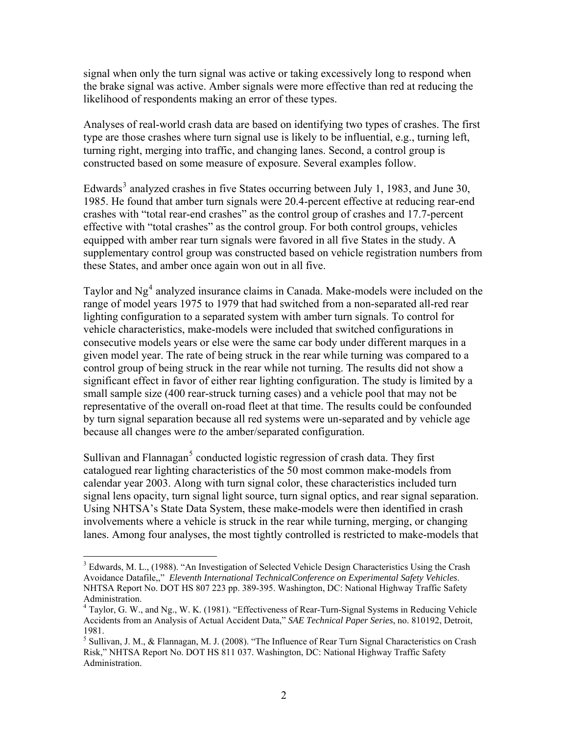signal when only the turn signal was active or taking excessively long to respond when the brake signal was active. Amber signals were more effective than red at reducing the likelihood of respondents making an error of these types.

Analyses of real-world crash data are based on identifying two types of crashes. The first type are those crashes where turn signal use is likely to be influential, e.g., turning left, turning right, merging into traffic, and changing lanes. Second, a control group is constructed based on some measure of exposure. Several examples follow.

Edwards[3] analyzed crashes in five States occurring between July 1, 1983, and June 30, 1985. He found that amber turn signals were 20.4-percent effective at reducing rear-end crashes with "total rear-end crashes" as the control group of crashes and 17.7-percent effective with "total crashes" as the control group. For both control groups, vehicles equipped with amber rear turn signals were favored in all five States in the study. A supplementary control group was constructed based on vehicle registration numbers from these States, and amber once again won out in all five.

Taylor and Ng[4] analyzed insurance claims in Canada. Make-models were included on the range of model years 1975 to 1979 that had switched from a non-separated all-red rear lighting configuration to a separated system with amber turn signals. To control for vehicle characteristics, make-models were included that switched configurations in consecutive models years or else were the same car body under different marques in a given model year. The rate of being struck in the rear while turning was compared to a control group of being struck in the rear while not turning. The results did not show a significant effect in favor of either rear lighting configuration. The study is limited by a small sample size (400 rear-struck turning cases) and a vehicle pool that may not be representative of the overall on-road fleet at that time. The results could be confounded by turn signal separation because all red systems were un-separated and by vehicle age because all changes were *to* the amber/separated configuration.

Sullivan and Flannagan[5] conducted logistic regression of crash data. They first catalogued rear lighting characteristics of the 50 most common make-models from calendar year 2003. Along with turn signal color, these characteristics included turn signal lens opacity, turn signal light source, turn signal optics, and rear signal separation. Using NHTSA's State Data System, these make-models were then identified in crash involvements where a vehicle is struck in the rear while turning, merging, or changing lanes. Among four analyses, the most tightly controlled is restricted to make-models that

---

[3] Edwards, M. L., (1988). "An Investigation of Selected Vehicle Design Characteristics Using the Crash Avoidance Datafile,," *Eleventh International TechnicalConference on Experimental Safety Vehicles*. NHTSA Report No. DOT HS 807 223 pp. 389-395. Washington, DC: National Highway Traffic Safety Administration.

[4] Taylor, G. W., and Ng., W. K. (1981). "Effectiveness of Rear-Turn-Signal Systems in Reducing Vehicle Accidents from an Analysis of Actual Accident Data," *SAE Technical Paper Series*, no. 810192, Detroit, 1981.

[5] Sullivan, J. M., & Flannagan, M. J. (2008). "The Influence of Rear Turn Signal Characteristics on Crash Risk," NHTSA Report No. DOT HS 811 037. Washington, DC: National Highway Traffic Safety Administration.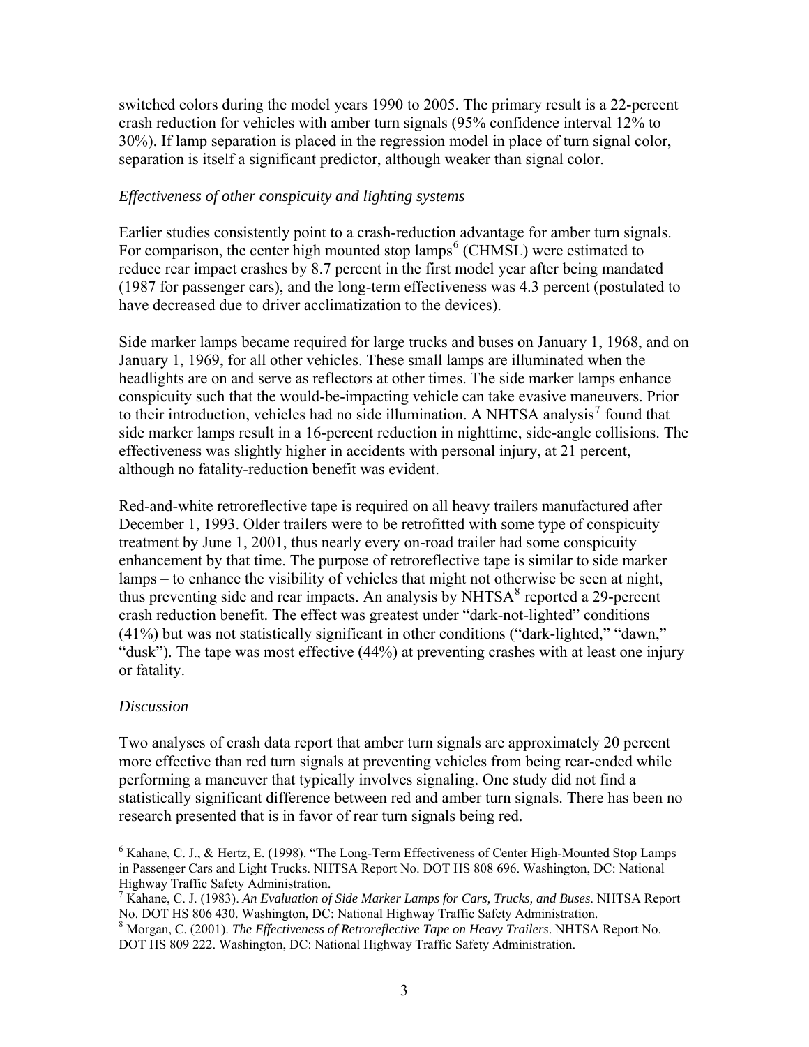switched colors during the model years 1990 to 2005. The primary result is a 22-percent crash reduction for vehicles with amber turn signals (95% confidence interval 12% to 30%). If lamp separation is placed in the regression model in place of turn signal color, separation is itself a significant predictor, although weaker than signal color.

### *Effectiveness of other conspicuity and lighting systems*

Earlier studies consistently point to a crash-reduction advantage for amber turn signals. For comparison, the center high mounted stop lamps[6] (CHMSL) were estimated to reduce rear impact crashes by 8.7 percent in the first model year after being mandated (1987 for passenger cars), and the long-term effectiveness was 4.3 percent (postulated to have decreased due to driver acclimatization to the devices).

Side marker lamps became required for large trucks and buses on January 1, 1968, and on January 1, 1969, for all other vehicles. These small lamps are illuminated when the headlights are on and serve as reflectors at other times. The side marker lamps enhance conspicuity such that the would-be-impacting vehicle can take evasive maneuvers. Prior to their introduction, vehicles had no side illumination. A NHTSA analysis[7] found that side marker lamps result in a 16-percent reduction in nighttime, side-angle collisions. The effectiveness was slightly higher in accidents with personal injury, at 21 percent, although no fatality-reduction benefit was evident.

Red-and-white retroreflective tape is required on all heavy trailers manufactured after December 1, 1993. Older trailers were to be retrofitted with some type of conspicuity treatment by June 1, 2001, thus nearly every on-road trailer had some conspicuity enhancement by that time. The purpose of retroreflective tape is similar to side marker lamps – to enhance the visibility of vehicles that might not otherwise be seen at night, thus preventing side and rear impacts. An analysis by NHTSA[8] reported a 29-percent crash reduction benefit. The effect was greatest under "dark-not-lighted" conditions (41%) but was not statistically significant in other conditions ("dark-lighted," "dawn," "dusk"). The tape was most effective (44%) at preventing crashes with at least one injury or fatality.

### *Discussion*

Two analyses of crash data report that amber turn signals are approximately 20 percent more effective than red turn signals at preventing vehicles from being rear-ended while performing a maneuver that typically involves signaling. One study did not find a statistically significant difference between red and amber turn signals. There has been no research presented that is in favor of rear turn signals being red.

---

[6] Kahane, C. J., & Hertz, E. (1998). "The Long-Term Effectiveness of Center High-Mounted Stop Lamps in Passenger Cars and Light Trucks. NHTSA Report No. DOT HS 808 696. Washington, DC: National Highway Traffic Safety Administration.

[7] Kahane, C. J. (1983). *An Evaluation of Side Marker Lamps for Cars, Trucks, and Buses*. NHTSA Report No. DOT HS 806 430. Washington, DC: National Highway Traffic Safety Administration.

[8] Morgan, C. (2001). *The Effectiveness of Retroreflective Tape on Heavy Trailers*. NHTSA Report No. DOT HS 809 222. Washington, DC: National Highway Traffic Safety Administration.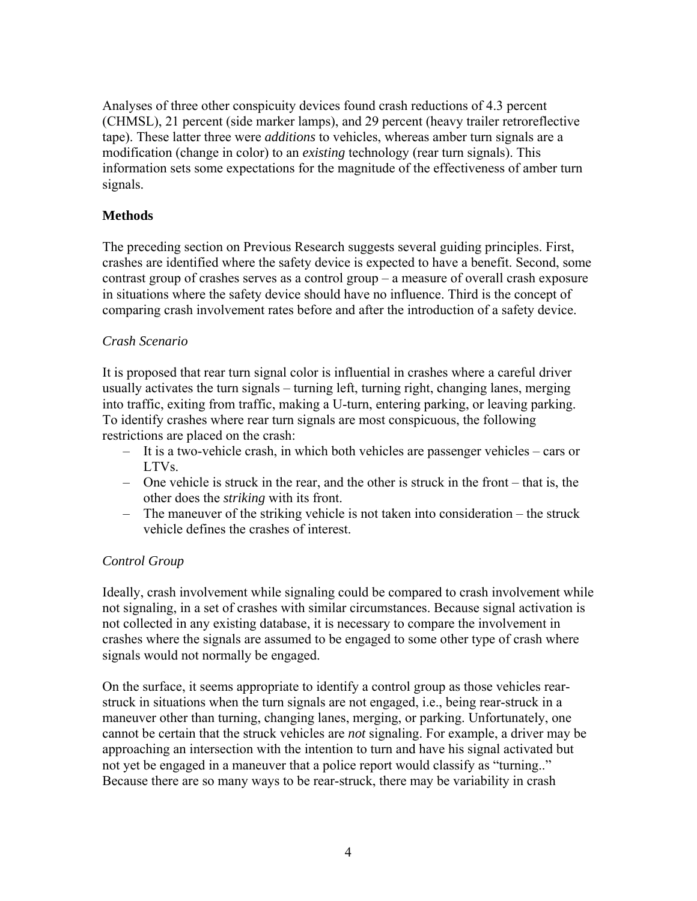Analyses of three other conspicuity devices found crash reductions of 4.3 percent (CHMSL), 21 percent (side marker lamps), and 29 percent (heavy trailer retroreflective tape). These latter three were *additions* to vehicles, whereas amber turn signals are a modification (change in color) to an *existing* technology (rear turn signals). This information sets some expectations for the magnitude of the effectiveness of amber turn signals.

## Methods

The preceding section on Previous Research suggests several guiding principles. First, crashes are identified where the safety device is expected to have a benefit. Second, some contrast group of crashes serves as a control group – a measure of overall crash exposure in situations where the safety device should have no influence. Third is the concept of comparing crash involvement rates before and after the introduction of a safety device.

### *Crash Scenario*

It is proposed that rear turn signal color is influential in crashes where a careful driver usually activates the turn signals – turning left, turning right, changing lanes, merging into traffic, exiting from traffic, making a U-turn, entering parking, or leaving parking. To identify crashes where rear turn signals are most conspicuous, the following restrictions are placed on the crash:

- It is a two-vehicle crash, in which both vehicles are passenger vehicles – cars or LTVs.
- One vehicle is struck in the rear, and the other is struck in the front – that is, the other does the *striking* with its front.
- The maneuver of the striking vehicle is not taken into consideration – the struck vehicle defines the crashes of interest.

### *Control Group*

Ideally, crash involvement while signaling could be compared to crash involvement while not signaling, in a set of crashes with similar circumstances. Because signal activation is not collected in any existing database, it is necessary to compare the involvement in crashes where the signals are assumed to be engaged to some other type of crash where signals would not normally be engaged.

On the surface, it seems appropriate to identify a control group as those vehicles rear-struck in situations when the turn signals are not engaged, i.e., being rear-struck in a maneuver other than turning, changing lanes, merging, or parking. Unfortunately, one cannot be certain that the struck vehicles are *not* signaling. For example, a driver may be approaching an intersection with the intention to turn and have his signal activated but not yet be engaged in a maneuver that a police report would classify as "turning.." Because there are so many ways to be rear-struck, there may be variability in crash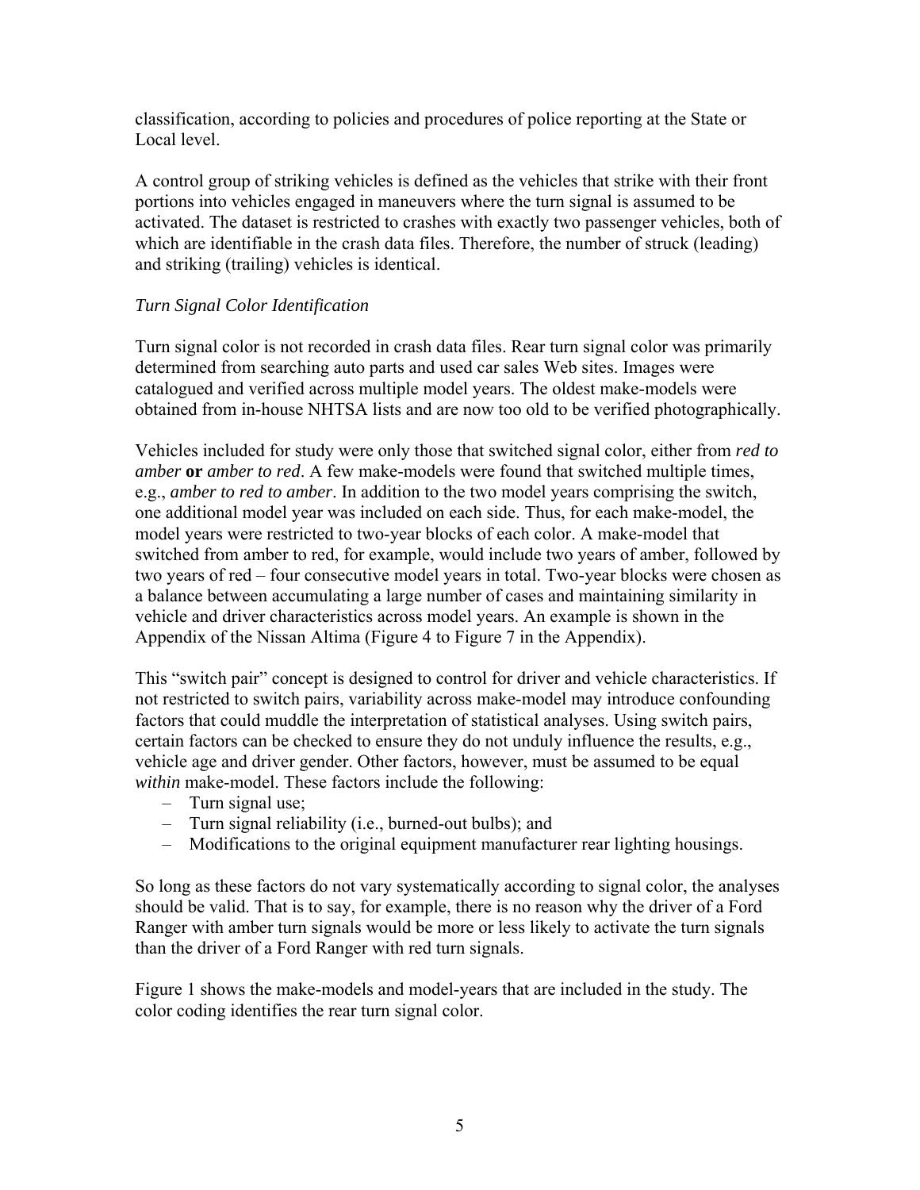classification, according to policies and procedures of police reporting at the State or Local level.

A control group of striking vehicles is defined as the vehicles that strike with their front portions into vehicles engaged in maneuvers where the turn signal is assumed to be activated. The dataset is restricted to crashes with exactly two passenger vehicles, both of which are identifiable in the crash data files. Therefore, the number of struck (leading) and striking (trailing) vehicles is identical.

### *Turn Signal Color Identification*

Turn signal color is not recorded in crash data files. Rear turn signal color was primarily determined from searching auto parts and used car sales Web sites. Images were catalogued and verified across multiple model years. The oldest make-models were obtained from in-house NHTSA lists and are now too old to be verified photographically.

Vehicles included for study were only those that switched signal color, either from *red to amber* **or** *amber to red*. A few make-models were found that switched multiple times, e.g., *amber to red to amber*. In addition to the two model years comprising the switch, one additional model year was included on each side. Thus, for each make-model, the model years were restricted to two-year blocks of each color. A make-model that switched from amber to red, for example, would include two years of amber, followed by two years of red – four consecutive model years in total. Two-year blocks were chosen as a balance between accumulating a large number of cases and maintaining similarity in vehicle and driver characteristics across model years. An example is shown in the Appendix of the Nissan Altima (Figure 4 to Figure 7 in the Appendix).

This "switch pair" concept is designed to control for driver and vehicle characteristics. If not restricted to switch pairs, variability across make-model may introduce confounding factors that could muddle the interpretation of statistical analyses. Using switch pairs, certain factors can be checked to ensure they do not unduly influence the results, e.g., vehicle age and driver gender. Other factors, however, must be assumed to be equal *within* make-model. These factors include the following:

- Turn signal use;
- Turn signal reliability (i.e., burned-out bulbs); and
- Modifications to the original equipment manufacturer rear lighting housings.

So long as these factors do not vary systematically according to signal color, the analyses should be valid. That is to say, for example, there is no reason why the driver of a Ford Ranger with amber turn signals would be more or less likely to activate the turn signals than the driver of a Ford Ranger with red turn signals.

Figure 1 shows the make-models and model-years that are included in the study. The color coding identifies the rear turn signal color.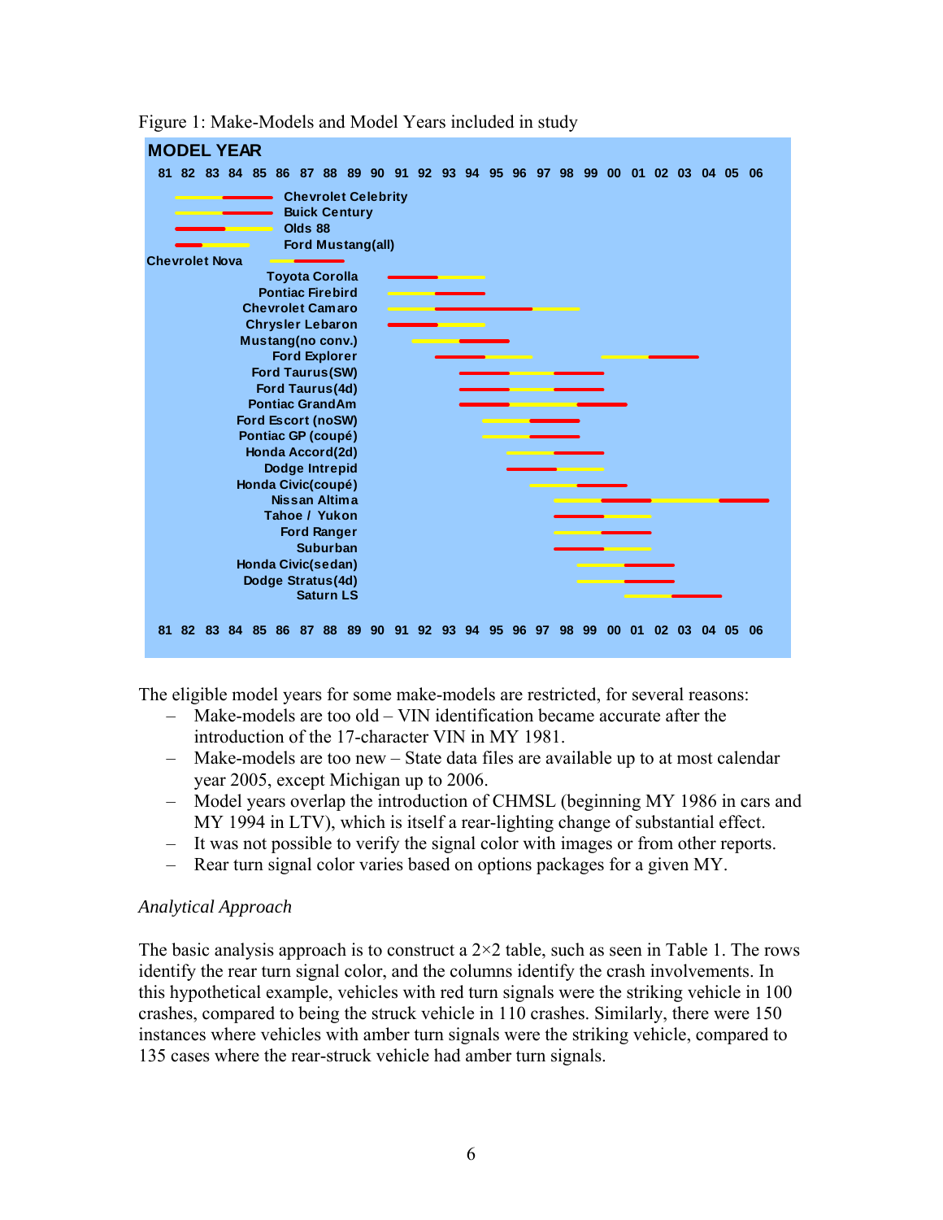Figure 1: Make-Models and Model Years included in study

MODEL YEAR

81 82 83 84 85 86 87 88 89 90 91 92 93 94 95 96 97 98 99 00 01 02 03 04 05 06

Chevrolet Celebrity
Buick Century
Olds 88
Ford Mustang(all)
Chevrolet Nova
Toyota Corolla
Pontiac Firebird
Chevrolet Camaro
Chrysler Lebaron
Mustang(no conv.)
Ford Explorer
Ford Taurus(SW)
Ford Taurus(4d)
Pontiac GrandAm
Ford Escort (noSW)
Pontiac GP (coupé)
Honda Accord(2d)
Dodge Intrepid
Honda Civic(coupé)
Nissan Altima
Tahoe / Yukon
Ford Ranger
Suburban
Honda Civic(sedan)
Dodge Stratus(4d)
Saturn LS

81 82 83 84 85 86 87 88 89 90 91 92 93 94 95 96 97 98 99 00 01 02 03 04 05 06

The eligible model years for some make-models are restricted, for several reasons:

- Make-models are too old – VIN identification became accurate after the introduction of the 17-character VIN in MY 1981.
- Make-models are too new – State data files are available up to at most calendar year 2005, except Michigan up to 2006.
- Model years overlap the introduction of CHMSL (beginning MY 1986 in cars and MY 1994 in LTV), which is itself a rear-lighting change of substantial effect.
- It was not possible to verify the signal color with images or from other reports.
- Rear turn signal color varies based on options packages for a given MY.

*Analytical Approach*

The basic analysis approach is to construct a 2×2 table, such as seen in Table 1. The rows identify the rear turn signal color, and the columns identify the crash involvements. In this hypothetical example, vehicles with red turn signals were the striking vehicle in 100 crashes, compared to being the struck vehicle in 110 crashes. Similarly, there were 150 instances where vehicles with amber turn signals were the striking vehicle, compared to 135 cases where the rear-struck vehicle had amber turn signals.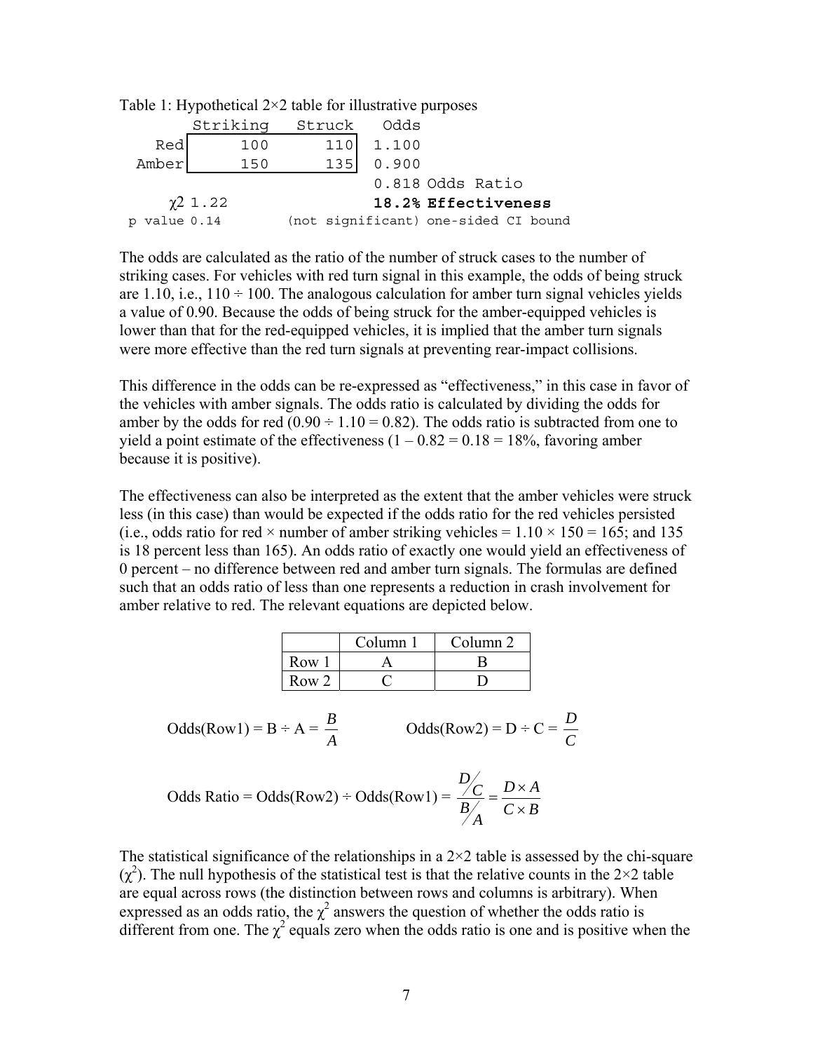Table 1: Hypothetical 2×2 table for illustrative purposes

```
        Striking   Struck   Odds
   Red|      100      110|  1.100
 Amber|      150      135|  0.900
                            0.818 Odds Ratio
     χ2 1.22                18.2% Effectiveness
p value 0.14       (not significant) one-sided CI bound
```

The odds are calculated as the ratio of the number of struck cases to the number of striking cases. For vehicles with red turn signal in this example, the odds of being struck are 1.10, i.e., 110 ÷ 100. The analogous calculation for amber turn signal vehicles yields a value of 0.90. Because the odds of being struck for the amber-equipped vehicles is lower than that for the red-equipped vehicles, it is implied that the amber turn signals were more effective than the red turn signals at preventing rear-impact collisions.

This difference in the odds can be re-expressed as "effectiveness," in this case in favor of the vehicles with amber signals. The odds ratio is calculated by dividing the odds for amber by the odds for red (0.90 ÷ 1.10 = 0.82). The odds ratio is subtracted from one to yield a point estimate of the effectiveness (1 – 0.82 = 0.18 = 18%, favoring amber because it is positive).

The effectiveness can also be interpreted as the extent that the amber vehicles were struck less (in this case) than would be expected if the odds ratio for the red vehicles persisted (i.e., odds ratio for red × number of amber striking vehicles = 1.10 × 150 = 165; and 135 is 18 percent less than 165). An odds ratio of exactly one would yield an effectiveness of 0 percent – no difference between red and amber turn signals. The formulas are defined such that an odds ratio of less than one represents a reduction in crash involvement for amber relative to red. The relevant equations are depicted below.

| | Column 1 | Column 2 |
|---|---|---|
| Row 1 | A | B |
| Row 2 | C | D |

$$\text{Odds(Row1)} = \text{B} \div \text{A} = \frac{B}{A} \qquad \text{Odds(Row2)} = \text{D} \div \text{C} = \frac{D}{C}$$

$$\text{Odds Ratio} = \text{Odds(Row2)} \div \text{Odds(Row1)} = \frac{D/C}{B/A} = \frac{D \times A}{C \times B}$$

The statistical significance of the relationships in a 2×2 table is assessed by the chi-square ($\chi^2$). The null hypothesis of the statistical test is that the relative counts in the 2×2 table are equal across rows (the distinction between rows and columns is arbitrary). When expressed as an odds ratio, the $\chi^2$ answers the question of whether the odds ratio is different from one. The $\chi^2$ equals zero when the odds ratio is one and is positive when the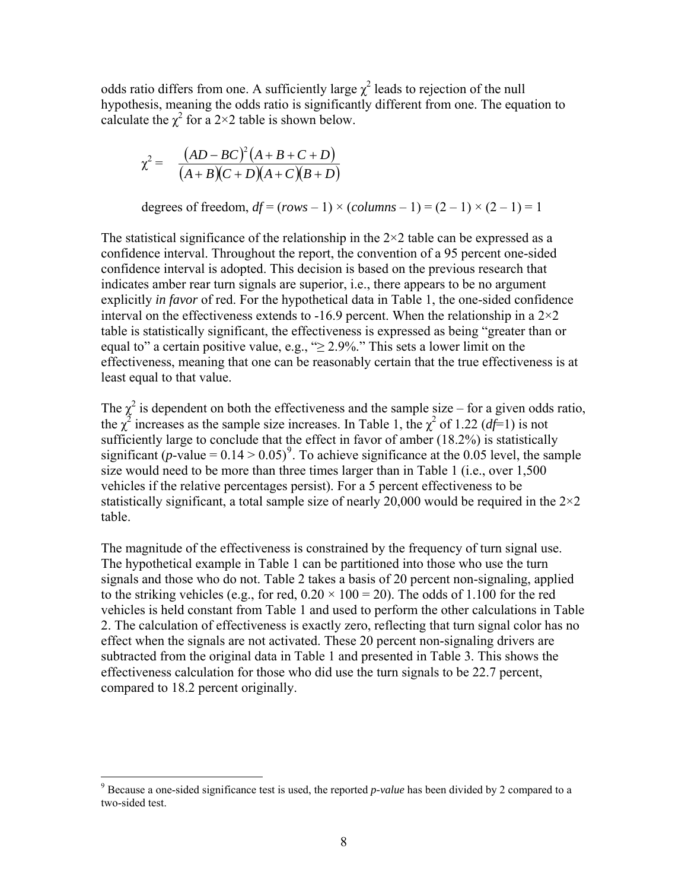odds ratio differs from one. A sufficiently large $\chi^2$ leads to rejection of the null hypothesis, meaning the odds ratio is significantly different from one. The equation to calculate the $\chi^2$ for a 2×2 table is shown below.

$$\chi^2 = \frac{(AD - BC)^2(A + B + C + D)}{(A + B)(C + D)(A + C)(B + D)}$$

degrees of freedom, $df = (rows - 1) \times (columns - 1) = (2 - 1) \times (2 - 1) = 1$

The statistical significance of the relationship in the 2×2 table can be expressed as a confidence interval. Throughout the report, the convention of a 95 percent one-sided confidence interval is adopted. This decision is based on the previous research that indicates amber rear turn signals are superior, i.e., there appears to be no argument explicitly *in favor* of red. For the hypothetical data in Table 1, the one-sided confidence interval on the effectiveness extends to -16.9 percent. When the relationship in a 2×2 table is statistically significant, the effectiveness is expressed as being "greater than or equal to" a certain positive value, e.g., "≥ 2.9%." This sets a lower limit on the effectiveness, meaning that one can be reasonably certain that the true effectiveness is at least equal to that value.

The $\chi^2$ is dependent on both the effectiveness and the sample size – for a given odds ratio, the $\chi^2$ increases as the sample size increases. In Table 1, the $\chi^2$ of 1.22 ($df$=1) is not sufficiently large to conclude that the effect in favor of amber (18.2%) is statistically significant ($p$-value $= 0.14 > 0.05$)[9]. To achieve significance at the 0.05 level, the sample size would need to be more than three times larger than in Table 1 (i.e., over 1,500 vehicles if the relative percentages persist). For a 5 percent effectiveness to be statistically significant, a total sample size of nearly 20,000 would be required in the 2×2 table.

The magnitude of the effectiveness is constrained by the frequency of turn signal use. The hypothetical example in Table 1 can be partitioned into those who use the turn signals and those who do not. Table 2 takes a basis of 20 percent non-signaling, applied to the striking vehicles (e.g., for red, $0.20 \times 100 = 20$). The odds of 1.100 for the red vehicles is held constant from Table 1 and used to perform the other calculations in Table 2. The calculation of effectiveness is exactly zero, reflecting that turn signal color has no effect when the signals are not activated. These 20 percent non-signaling drivers are subtracted from the original data in Table 1 and presented in Table 3. This shows the effectiveness calculation for those who did use the turn signals to be 22.7 percent, compared to 18.2 percent originally.

---

[9] Because a one-sided significance test is used, the reported *p-value* has been divided by 2 compared to a two-sided test.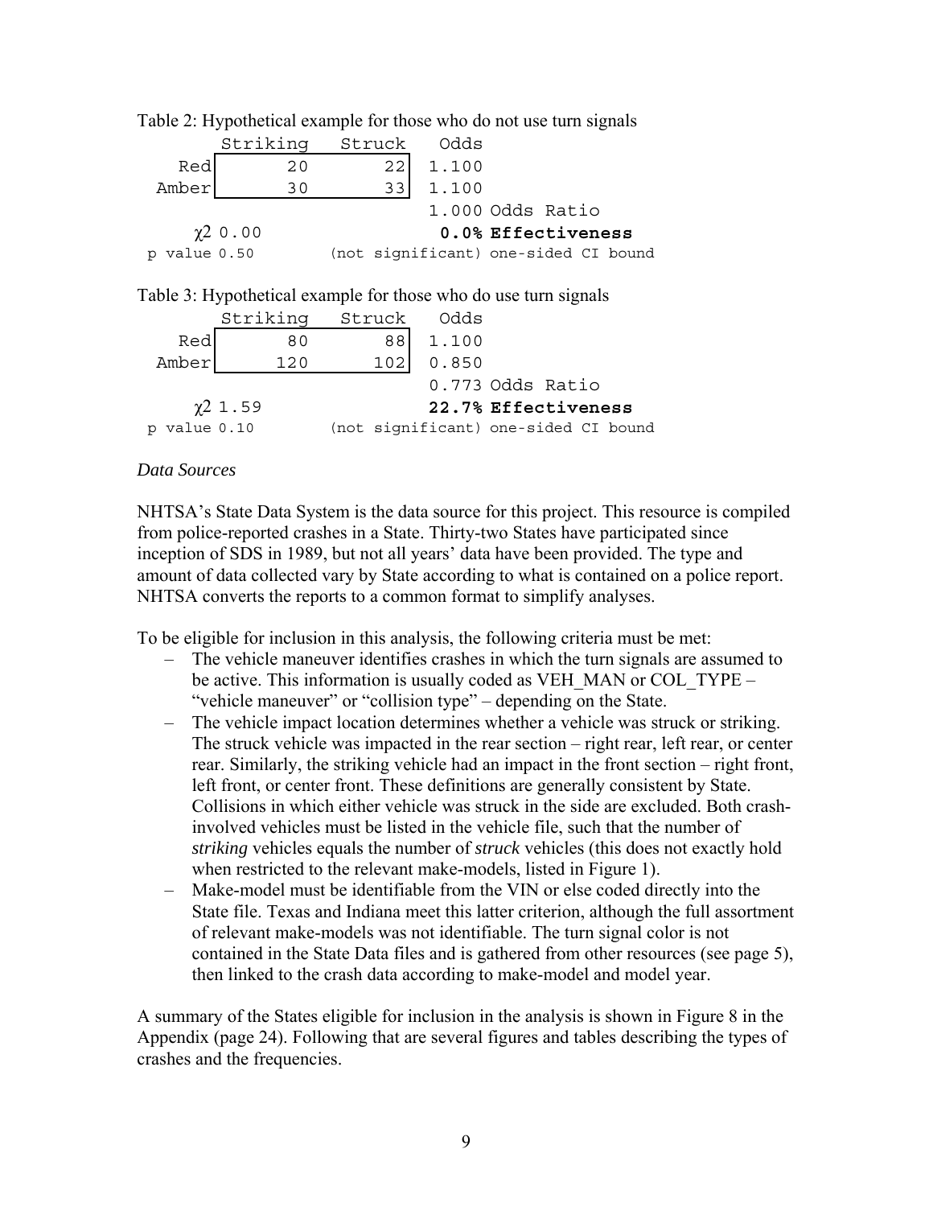Table 2: Hypothetical example for those who do not use turn signals

| | Striking | Struck | Odds | |
|---|---|---|---|---|
| Red | 20 | 22 | 1.100 | |
| Amber | 30 | 33 | 1.100 | |
| | | | 1.000 | Odds Ratio |
| $\chi 2$ 0.00 | | | **0.0%** | **Effectiveness** |
| p value 0.50 | | (not significant) | one-sided CI bound | |

Table 3: Hypothetical example for those who do use turn signals

| | Striking | Struck | Odds | |
|---|---|---|---|---|
| Red | 80 | 88 | 1.100 | |
| Amber | 120 | 102 | 0.850 | |
| | | | 0.773 | Odds Ratio |
| $\chi 2$ 1.59 | | | **22.7%** | **Effectiveness** |
| p value 0.10 | | (not significant) | one-sided CI bound | |

*Data Sources*

NHTSA's State Data System is the data source for this project. This resource is compiled from police-reported crashes in a State. Thirty-two States have participated since inception of SDS in 1989, but not all years' data have been provided. The type and amount of data collected vary by State according to what is contained on a police report. NHTSA converts the reports to a common format to simplify analyses.

To be eligible for inclusion in this analysis, the following criteria must be met:

- The vehicle maneuver identifies crashes in which the turn signals are assumed to be active. This information is usually coded as VEH_MAN or COL_TYPE – "vehicle maneuver" or "collision type" – depending on the State.
- The vehicle impact location determines whether a vehicle was struck or striking. The struck vehicle was impacted in the rear section – right rear, left rear, or center rear. Similarly, the striking vehicle had an impact in the front section – right front, left front, or center front. These definitions are generally consistent by State. Collisions in which either vehicle was struck in the side are excluded. Both crash-involved vehicles must be listed in the vehicle file, such that the number of *striking* vehicles equals the number of *struck* vehicles (this does not exactly hold when restricted to the relevant make-models, listed in Figure 1).
- Make-model must be identifiable from the VIN or else coded directly into the State file. Texas and Indiana meet this latter criterion, although the full assortment of relevant make-models was not identifiable. The turn signal color is not contained in the State Data files and is gathered from other resources (see page 5), then linked to the crash data according to make-model and model year.

A summary of the States eligible for inclusion in the analysis is shown in Figure 8 in the Appendix (page 24). Following that are several figures and tables describing the types of crashes and the frequencies.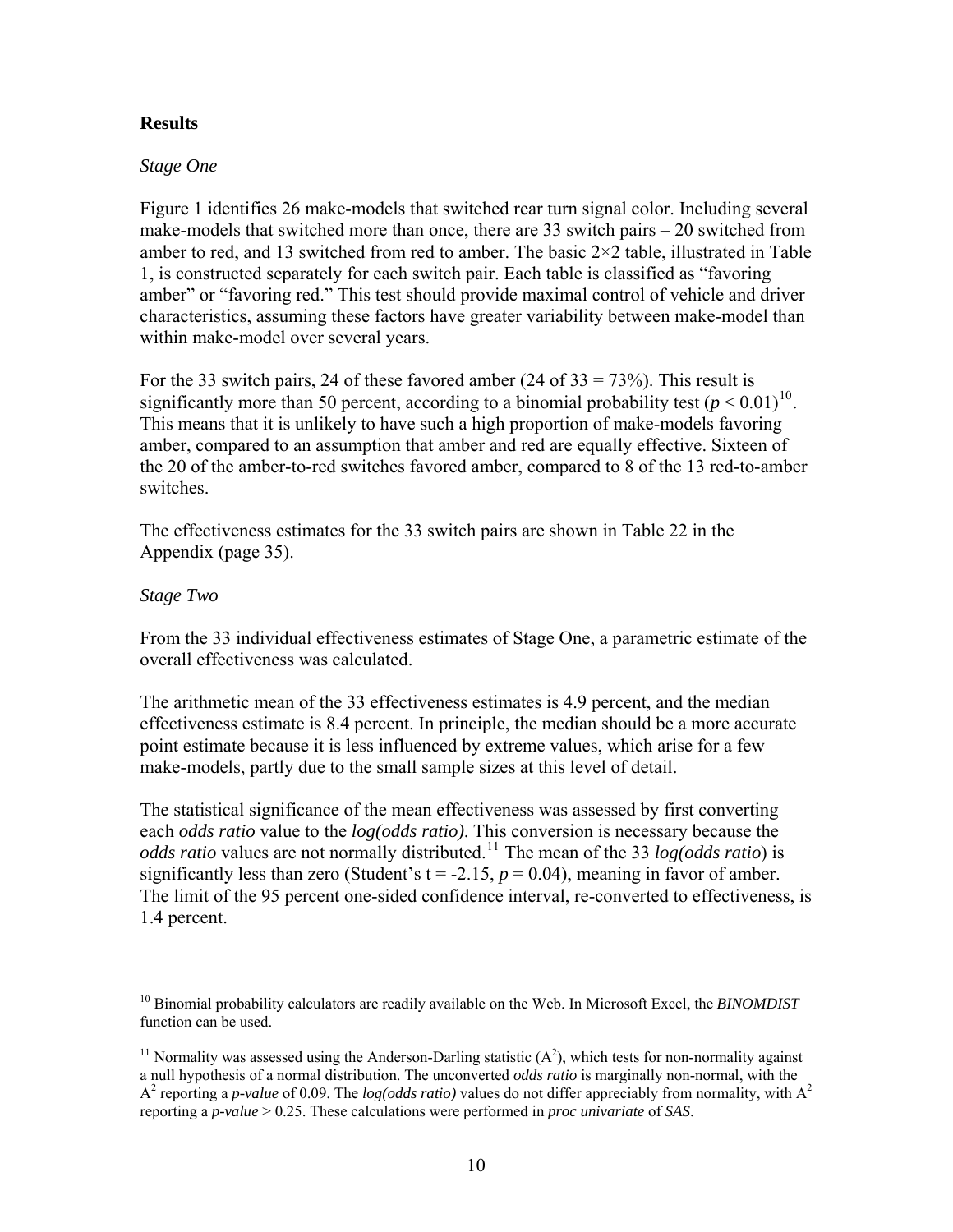## Results

*Stage One*

Figure 1 identifies 26 make-models that switched rear turn signal color. Including several make-models that switched more than once, there are 33 switch pairs – 20 switched from amber to red, and 13 switched from red to amber. The basic 2×2 table, illustrated in Table 1, is constructed separately for each switch pair. Each table is classified as "favoring amber" or "favoring red." This test should provide maximal control of vehicle and driver characteristics, assuming these factors have greater variability between make-model than within make-model over several years.

For the 33 switch pairs, 24 of these favored amber (24 of 33 = 73%). This result is significantly more than 50 percent, according to a binomial probability test ($p < 0.01$)[10]. This means that it is unlikely to have such a high proportion of make-models favoring amber, compared to an assumption that amber and red are equally effective. Sixteen of the 20 of the amber-to-red switches favored amber, compared to 8 of the 13 red-to-amber switches.

The effectiveness estimates for the 33 switch pairs are shown in Table 22 in the Appendix (page 35).

*Stage Two*

From the 33 individual effectiveness estimates of Stage One, a parametric estimate of the overall effectiveness was calculated.

The arithmetic mean of the 33 effectiveness estimates is 4.9 percent, and the median effectiveness estimate is 8.4 percent. In principle, the median should be a more accurate point estimate because it is less influenced by extreme values, which arise for a few make-models, partly due to the small sample sizes at this level of detail.

The statistical significance of the mean effectiveness was assessed by first converting each *odds ratio* value to the *log(odds ratio)*. This conversion is necessary because the *odds ratio* values are not normally distributed.[11] The mean of the 33 *log(odds ratio*) is significantly less than zero (Student's $t = -2.15$, $p = 0.04$), meaning in favor of amber. The limit of the 95 percent one-sided confidence interval, re-converted to effectiveness, is 1.4 percent.

---

[10] Binomial probability calculators are readily available on the Web. In Microsoft Excel, the ***BINOMDIST*** function can be used.

[11] Normality was assessed using the Anderson-Darling statistic ($A^2$), which tests for non-normality against a null hypothesis of a normal distribution. The unconverted *odds ratio* is marginally non-normal, with the $A^2$ reporting a ***p-value*** of 0.09. The *log(odds ratio)* values do not differ appreciably from normality, with $A^2$ reporting a ***p-value*** > 0.25. These calculations were performed in *proc univariate* of *SAS*.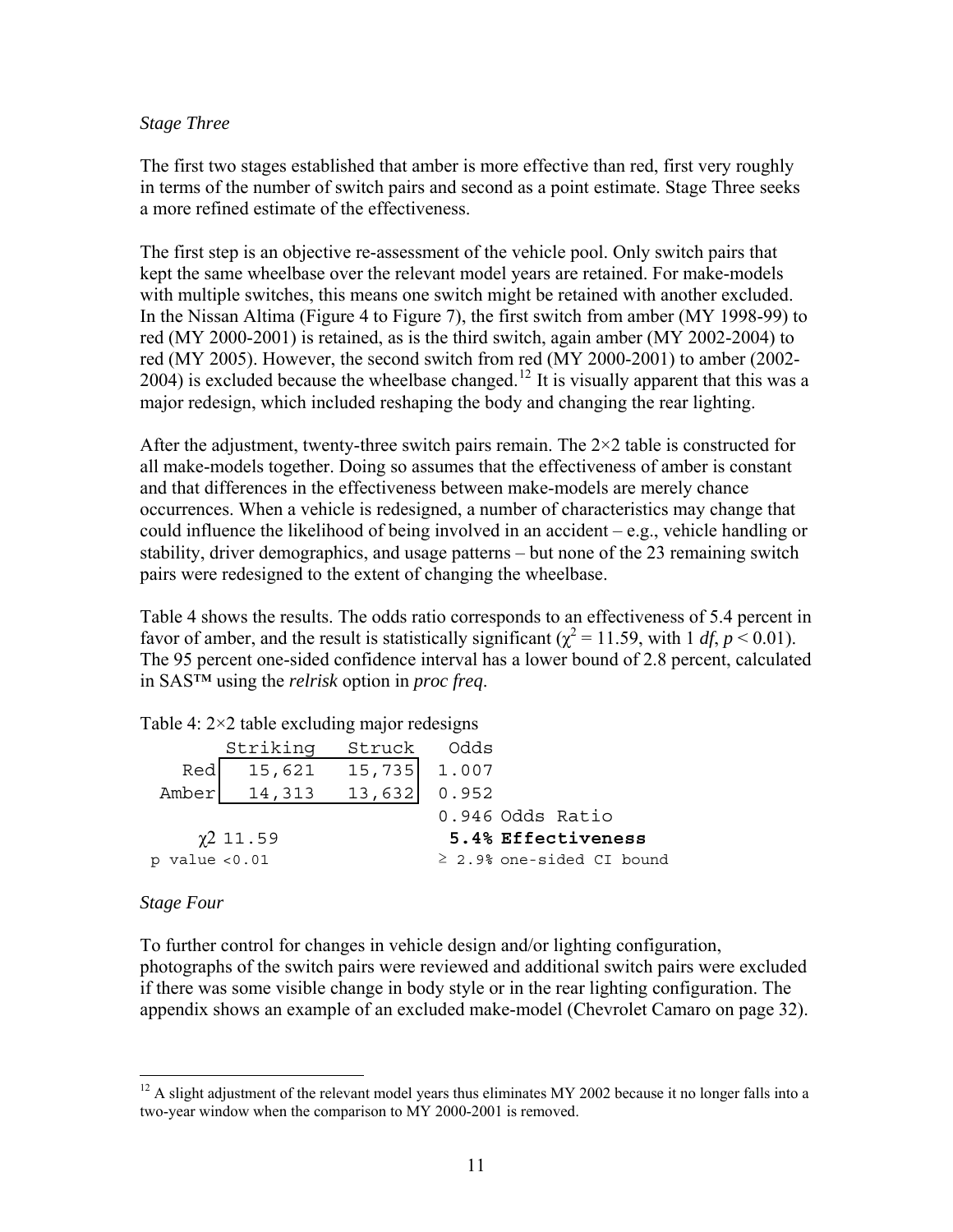*Stage Three*

The first two stages established that amber is more effective than red, first very roughly in terms of the number of switch pairs and second as a point estimate. Stage Three seeks a more refined estimate of the effectiveness.

The first step is an objective re-assessment of the vehicle pool. Only switch pairs that kept the same wheelbase over the relevant model years are retained. For make-models with multiple switches, this means one switch might be retained with another excluded. In the Nissan Altima (Figure 4 to Figure 7), the first switch from amber (MY 1998-99) to red (MY 2000-2001) is retained, as is the third switch, again amber (MY 2002-2004) to red (MY 2005). However, the second switch from red (MY 2000-2001) to amber (2002-2004) is excluded because the wheelbase changed.[12] It is visually apparent that this was a major redesign, which included reshaping the body and changing the rear lighting.

After the adjustment, twenty-three switch pairs remain. The 2×2 table is constructed for all make-models together. Doing so assumes that the effectiveness of amber is constant and that differences in the effectiveness between make-models are merely chance occurrences. When a vehicle is redesigned, a number of characteristics may change that could influence the likelihood of being involved in an accident – e.g., vehicle handling or stability, driver demographics, and usage patterns – but none of the 23 remaining switch pairs were redesigned to the extent of changing the wheelbase.

Table 4 shows the results. The odds ratio corresponds to an effectiveness of 5.4 percent in favor of amber, and the result is statistically significant ($\chi^2 = 11.59$, with 1 *df*, $p < 0.01$). The 95 percent one-sided confidence interval has a lower bound of 2.8 percent, calculated in SAS™ using the *relrisk* option in *proc freq*.

Table 4: 2×2 table excluding major redesigns

| | Striking | Struck | Odds | |
|---|---|---|---|---|
| Red | 15,621 | 15,735 | 1.007 | |
| Amber | 14,313 | 13,632 | 0.952 | |
| | | | 0.946 | Odds Ratio |
| $\chi^2$ | 11.59 | | **5.4%** | **Effectiveness** |
| p value | <0.01 | | ≥ 2.9% | one-sided CI bound |

*Stage Four*

To further control for changes in vehicle design and/or lighting configuration, photographs of the switch pairs were reviewed and additional switch pairs were excluded if there was some visible change in body style or in the rear lighting configuration. The appendix shows an example of an excluded make-model (Chevrolet Camaro on page 32).

[12] A slight adjustment of the relevant model years thus eliminates MY 2002 because it no longer falls into a two-year window when the comparison to MY 2000-2001 is removed.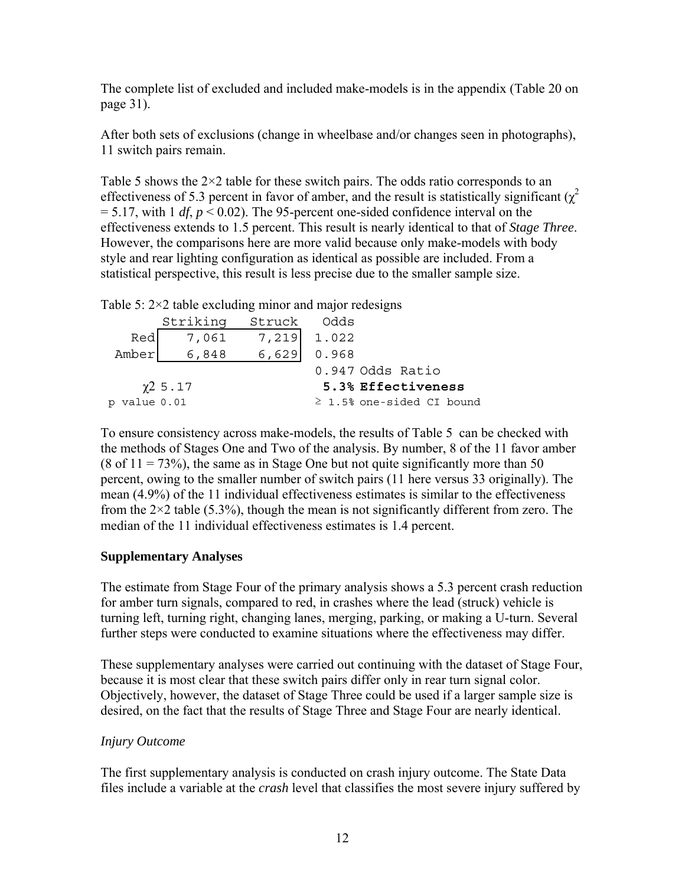The complete list of excluded and included make-models is in the appendix (Table 20 on page 31).

After both sets of exclusions (change in wheelbase and/or changes seen in photographs), 11 switch pairs remain.

Table 5 shows the 2×2 table for these switch pairs. The odds ratio corresponds to an effectiveness of 5.3 percent in favor of amber, and the result is statistically significant ($\chi^2 = 5.17$, with 1 *df*, $p < 0.02$). The 95-percent one-sided confidence interval on the effectiveness extends to 1.5 percent. This result is nearly identical to that of *Stage Three*. However, the comparisons here are more valid because only make-models with body style and rear lighting configuration as identical as possible are included. From a statistical perspective, this result is less precise due to the smaller sample size.

Table 5: 2×2 table excluding minor and major redesigns

| | Striking | Struck | Odds | |
|---|---|---|---|---|
| Red | 7,061 | 7,219 | 1.022 | |
| Amber | 6,848 | 6,629 | 0.968 | |
| | | | 0.947 | Odds Ratio |
| $\chi^2$ | 5.17 | | | **5.3% Effectiveness** |
| p value | 0.01 | | | ≥ 1.5% one-sided CI bound |

To ensure consistency across make-models, the results of Table 5 can be checked with the methods of Stages One and Two of the analysis. By number, 8 of the 11 favor amber (8 of 11 = 73%), the same as in Stage One but not quite significantly more than 50 percent, owing to the smaller number of switch pairs (11 here versus 33 originally). The mean (4.9%) of the 11 individual effectiveness estimates is similar to the effectiveness from the 2×2 table (5.3%), though the mean is not significantly different from zero. The median of the 11 individual effectiveness estimates is 1.4 percent.

## Supplementary Analyses

The estimate from Stage Four of the primary analysis shows a 5.3 percent crash reduction for amber turn signals, compared to red, in crashes where the lead (struck) vehicle is turning left, turning right, changing lanes, merging, parking, or making a U-turn. Several further steps were conducted to examine situations where the effectiveness may differ.

These supplementary analyses were carried out continuing with the dataset of Stage Four, because it is most clear that these switch pairs differ only in rear turn signal color. Objectively, however, the dataset of Stage Three could be used if a larger sample size is desired, on the fact that the results of Stage Three and Stage Four are nearly identical.

### *Injury Outcome*

The first supplementary analysis is conducted on crash injury outcome. The State Data files include a variable at the *crash* level that classifies the most severe injury suffered by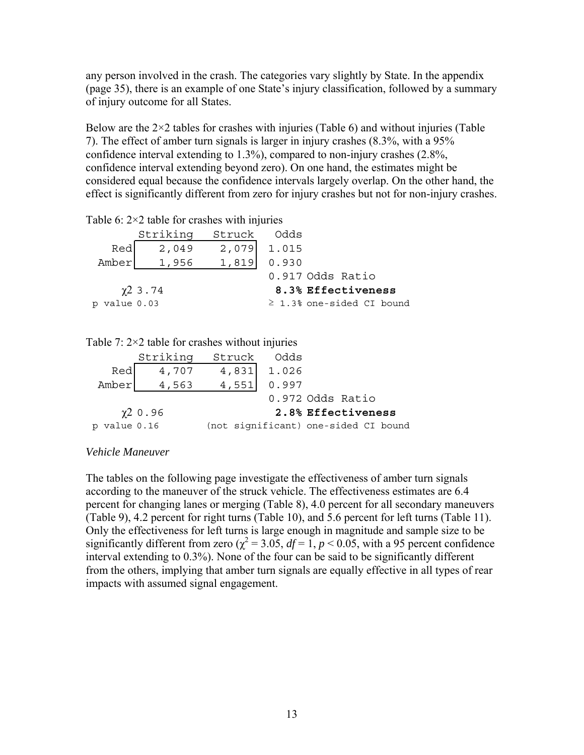any person involved in the crash. The categories vary slightly by State. In the appendix (page 35), there is an example of one State's injury classification, followed by a summary of injury outcome for all States.

Below are the 2×2 tables for crashes with injuries (Table 6) and without injuries (Table 7). The effect of amber turn signals is larger in injury crashes (8.3%, with a 95% confidence interval extending to 1.3%), compared to non-injury crashes (2.8%, confidence interval extending beyond zero). On one hand, the estimates might be considered equal because the confidence intervals largely overlap. On the other hand, the effect is significantly different from zero for injury crashes but not for non-injury crashes.

Table 6: 2×2 table for crashes with injuries

| | Striking | Struck | Odds | |
|---|---|---|---|---|
| Red | 2,049 | 2,079 | 1.015 | |
| Amber | 1,956 | 1,819 | 0.930 | |
| | | | 0.917 | Odds Ratio |
| $\chi^2$ 3.74 | | | **8.3%** | **Effectiveness** |
| p value 0.03 | | | ≥ 1.3% | one-sided CI bound |

Table 7: 2×2 table for crashes without injuries

| | Striking | Struck | Odds | |
|---|---|---|---|---|
| Red | 4,707 | 4,831 | 1.026 | |
| Amber | 4,563 | 4,551 | 0.997 | |
| | | | 0.972 | Odds Ratio |
| $\chi^2$ 0.96 | | | **2.8%** | **Effectiveness** |
| p value 0.16 | | (not significant) | | one-sided CI bound |

*Vehicle Maneuver*

The tables on the following page investigate the effectiveness of amber turn signals according to the maneuver of the struck vehicle. The effectiveness estimates are 6.4 percent for changing lanes or merging (Table 8), 4.0 percent for all secondary maneuvers (Table 9), 4.2 percent for right turns (Table 10), and 5.6 percent for left turns (Table 11). Only the effectiveness for left turns is large enough in magnitude and sample size to be significantly different from zero ($\chi^2 = 3.05$, $df = 1$, $p < 0.05$, with a 95 percent confidence interval extending to 0.3%). None of the four can be said to be significantly different from the others, implying that amber turn signals are equally effective in all types of rear impacts with assumed signal engagement.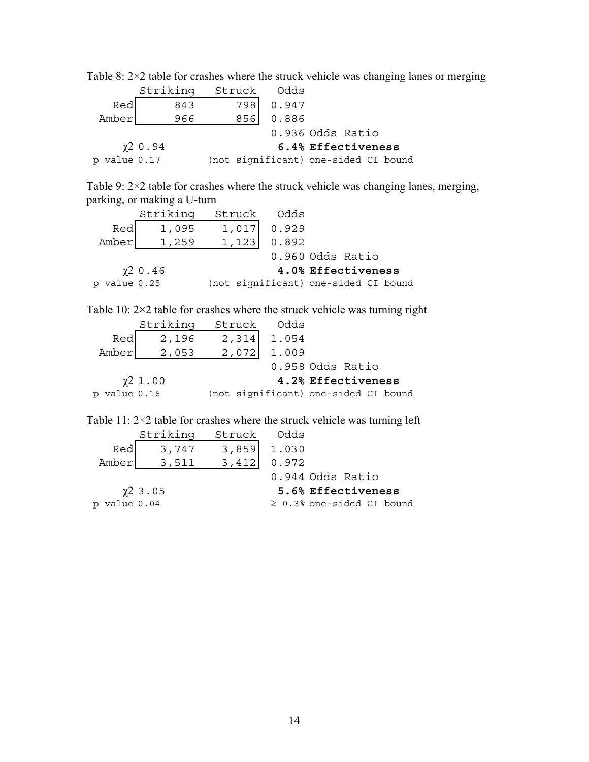Table 8: 2×2 table for crashes where the struck vehicle was changing lanes or merging

| | Striking | Struck | Odds | |
|---|---|---|---|---|
| Red | 843 | 798 | 0.947 | |
| Amber | 966 | 856 | 0.886 | |
| | | | 0.936 | Odds Ratio |
| $\chi 2$ 0.94 | | | **6.4%** | **Effectiveness** |
| p value 0.17 | | (not significant) | | one-sided CI bound |

Table 9: 2×2 table for crashes where the struck vehicle was changing lanes, merging, parking, or making a U-turn

| | Striking | Struck | Odds | |
|---|---|---|---|---|
| Red | 1,095 | 1,017 | 0.929 | |
| Amber | 1,259 | 1,123 | 0.892 | |
| | | | 0.960 | Odds Ratio |
| $\chi 2$ 0.46 | | | **4.0%** | **Effectiveness** |
| p value 0.25 | | (not significant) | | one-sided CI bound |

Table 10: 2×2 table for crashes where the struck vehicle was turning right

| | Striking | Struck | Odds | |
|---|---|---|---|---|
| Red | 2,196 | 2,314 | 1.054 | |
| Amber | 2,053 | 2,072 | 1.009 | |
| | | | 0.958 | Odds Ratio |
| $\chi 2$ 1.00 | | | **4.2%** | **Effectiveness** |
| p value 0.16 | | (not significant) | | one-sided CI bound |

Table 11: 2×2 table for crashes where the struck vehicle was turning left

| | Striking | Struck | Odds | |
|---|---|---|---|---|
| Red | 3,747 | 3,859 | 1.030 | |
| Amber | 3,511 | 3,412 | 0.972 | |
| | | | 0.944 | Odds Ratio |
| $\chi 2$ 3.05 | | | **5.6%** | **Effectiveness** |
| p value 0.04 | | | ≥ 0.3% | one-sided CI bound |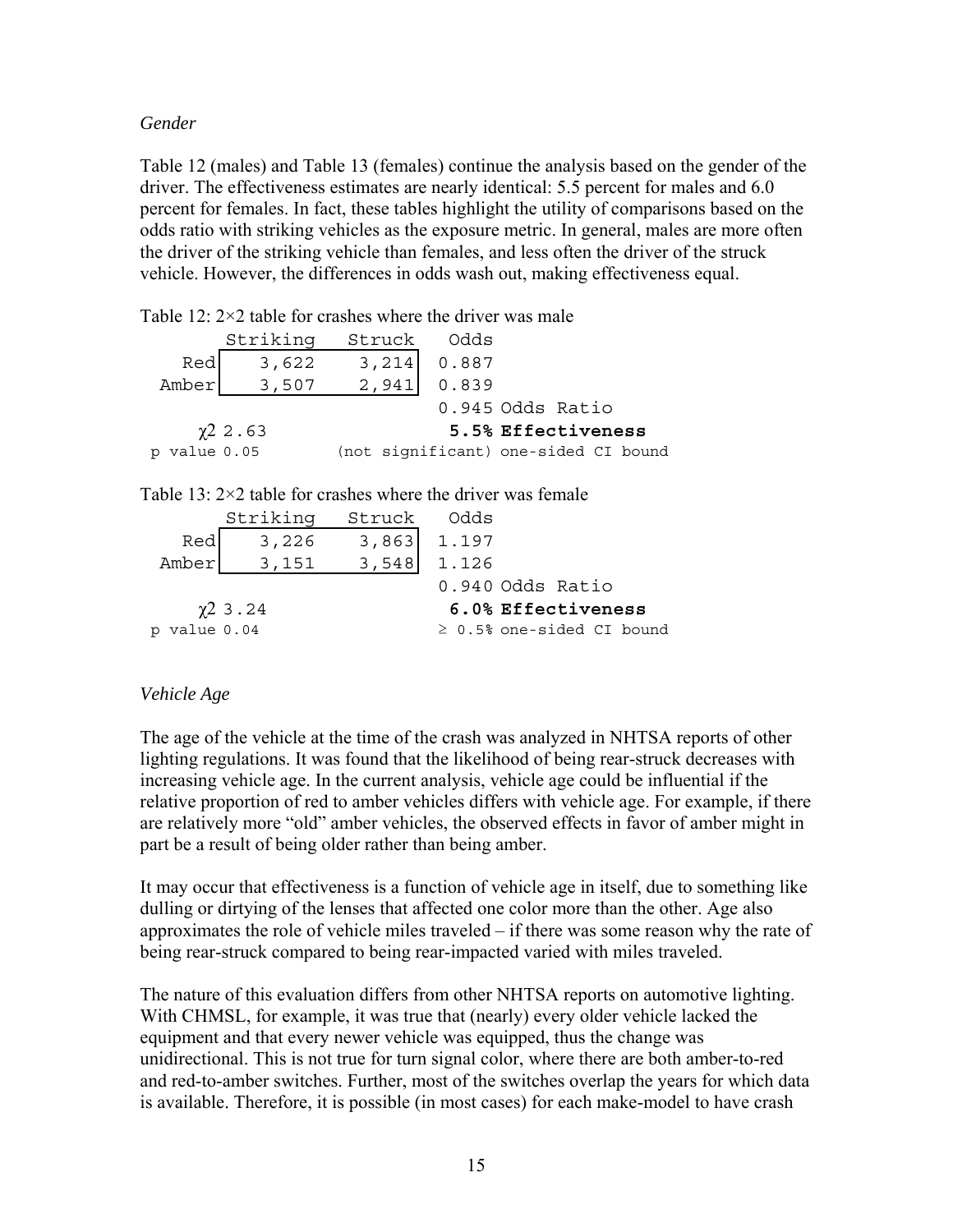*Gender*

Table 12 (males) and Table 13 (females) continue the analysis based on the gender of the driver. The effectiveness estimates are nearly identical: 5.5 percent for males and 6.0 percent for females. In fact, these tables highlight the utility of comparisons based on the odds ratio with striking vehicles as the exposure metric. In general, males are more often the driver of the striking vehicle than females, and less often the driver of the struck vehicle. However, the differences in odds wash out, making effectiveness equal.

Table 12: 2×2 table for crashes where the driver was male

| | Striking | Struck | Odds | |
|---|---|---|---|---|
| Red | 3,622 | 3,214 | 0.887 | |
| Amber | 3,507 | 2,941 | 0.839 | |
| | | | 0.945 | Odds Ratio |
| $\chi^2$ 2.63 | | | **5.5%** | **Effectiveness** |
| p value 0.05 | | (not significant) | | one-sided CI bound |

Table 13: 2×2 table for crashes where the driver was female

| | Striking | Struck | Odds | |
|---|---|---|---|---|
| Red | 3,226 | 3,863 | 1.197 | |
| Amber | 3,151 | 3,548 | 1.126 | |
| | | | 0.940 | Odds Ratio |
| $\chi^2$ 3.24 | | | **6.0%** | **Effectiveness** |
| p value 0.04 | | | ≥ 0.5% | one-sided CI bound |

*Vehicle Age*

The age of the vehicle at the time of the crash was analyzed in NHTSA reports of other lighting regulations. It was found that the likelihood of being rear-struck decreases with increasing vehicle age. In the current analysis, vehicle age could be influential if the relative proportion of red to amber vehicles differs with vehicle age. For example, if there are relatively more "old" amber vehicles, the observed effects in favor of amber might in part be a result of being older rather than being amber.

It may occur that effectiveness is a function of vehicle age in itself, due to something like dulling or dirtying of the lenses that affected one color more than the other. Age also approximates the role of vehicle miles traveled – if there was some reason why the rate of being rear-struck compared to being rear-impacted varied with miles traveled.

The nature of this evaluation differs from other NHTSA reports on automotive lighting. With CHMSL, for example, it was true that (nearly) every older vehicle lacked the equipment and that every newer vehicle was equipped, thus the change was unidirectional. This is not true for turn signal color, where there are both amber-to-red and red-to-amber switches. Further, most of the switches overlap the years for which data is available. Therefore, it is possible (in most cases) for each make-model to have crash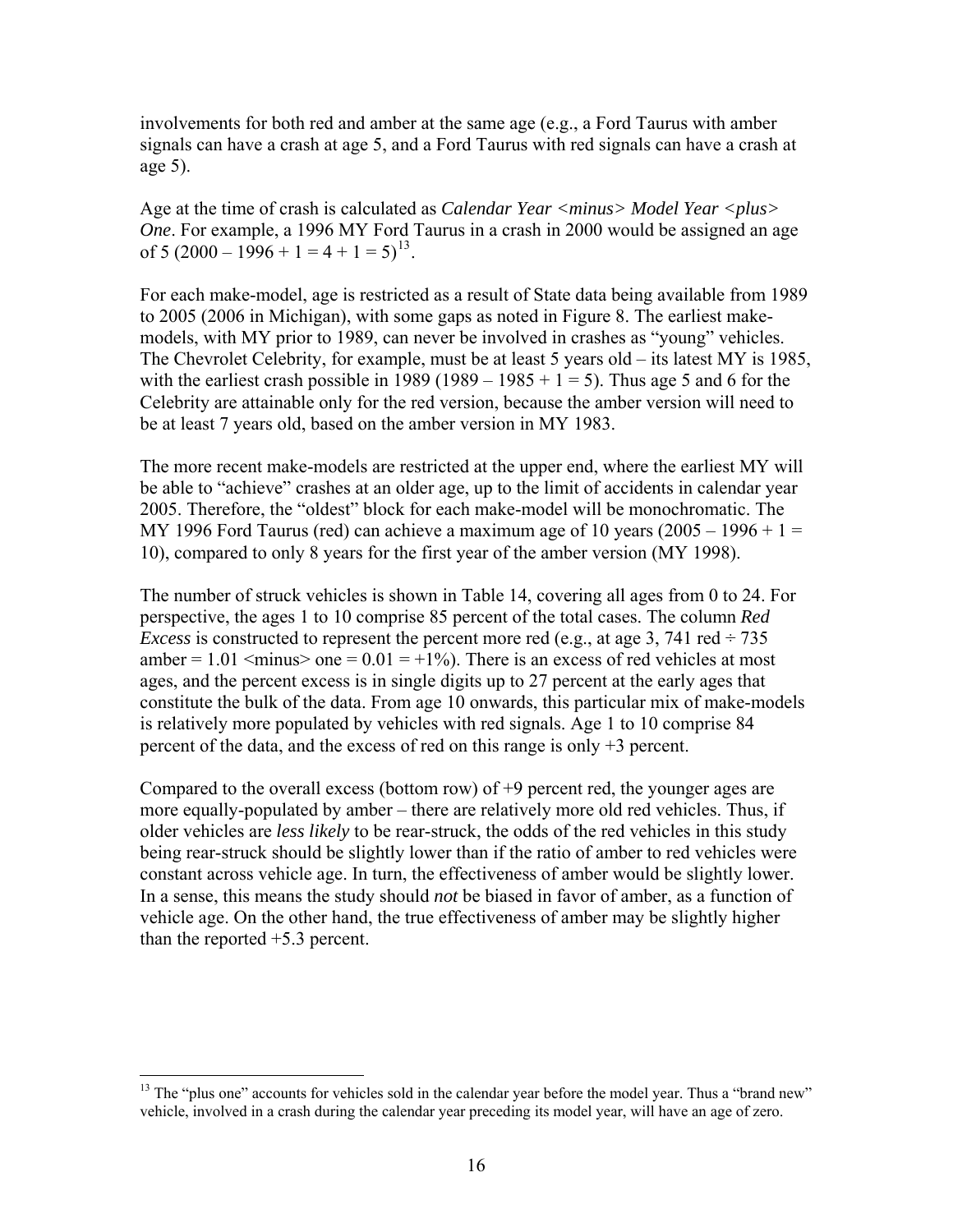involvements for both red and amber at the same age (e.g., a Ford Taurus with amber signals can have a crash at age 5, and a Ford Taurus with red signals can have a crash at age 5).

Age at the time of crash is calculated as *Calendar Year <minus> Model Year <plus> One*. For example, a 1996 MY Ford Taurus in a crash in 2000 would be assigned an age of 5 (2000 – 1996 + 1 = 4 + 1 = 5)[13].

For each make-model, age is restricted as a result of State data being available from 1989 to 2005 (2006 in Michigan), with some gaps as noted in Figure 8. The earliest make-models, with MY prior to 1989, can never be involved in crashes as "young" vehicles. The Chevrolet Celebrity, for example, must be at least 5 years old – its latest MY is 1985, with the earliest crash possible in 1989 (1989 – 1985 + 1 = 5). Thus age 5 and 6 for the Celebrity are attainable only for the red version, because the amber version will need to be at least 7 years old, based on the amber version in MY 1983.

The more recent make-models are restricted at the upper end, where the earliest MY will be able to "achieve" crashes at an older age, up to the limit of accidents in calendar year 2005. Therefore, the "oldest" block for each make-model will be monochromatic. The MY 1996 Ford Taurus (red) can achieve a maximum age of 10 years (2005 – 1996 + 1 = 10), compared to only 8 years for the first year of the amber version (MY 1998).

The number of struck vehicles is shown in Table 14, covering all ages from 0 to 24. For perspective, the ages 1 to 10 comprise 85 percent of the total cases. The column *Red Excess* is constructed to represent the percent more red (e.g., at age 3, 741 red ÷ 735 amber = 1.01 <minus> one = 0.01 = +1%). There is an excess of red vehicles at most ages, and the percent excess is in single digits up to 27 percent at the early ages that constitute the bulk of the data. From age 10 onwards, this particular mix of make-models is relatively more populated by vehicles with red signals. Age 1 to 10 comprise 84 percent of the data, and the excess of red on this range is only +3 percent.

Compared to the overall excess (bottom row) of +9 percent red, the younger ages are more equally-populated by amber – there are relatively more old red vehicles. Thus, if older vehicles are *less likely* to be rear-struck, the odds of the red vehicles in this study being rear-struck should be slightly lower than if the ratio of amber to red vehicles were constant across vehicle age. In turn, the effectiveness of amber would be slightly lower. In a sense, this means the study should *not* be biased in favor of amber, as a function of vehicle age. On the other hand, the true effectiveness of amber may be slightly higher than the reported +5.3 percent.

---

[13] The "plus one" accounts for vehicles sold in the calendar year before the model year. Thus a "brand new" vehicle, involved in a crash during the calendar year preceding its model year, will have an age of zero.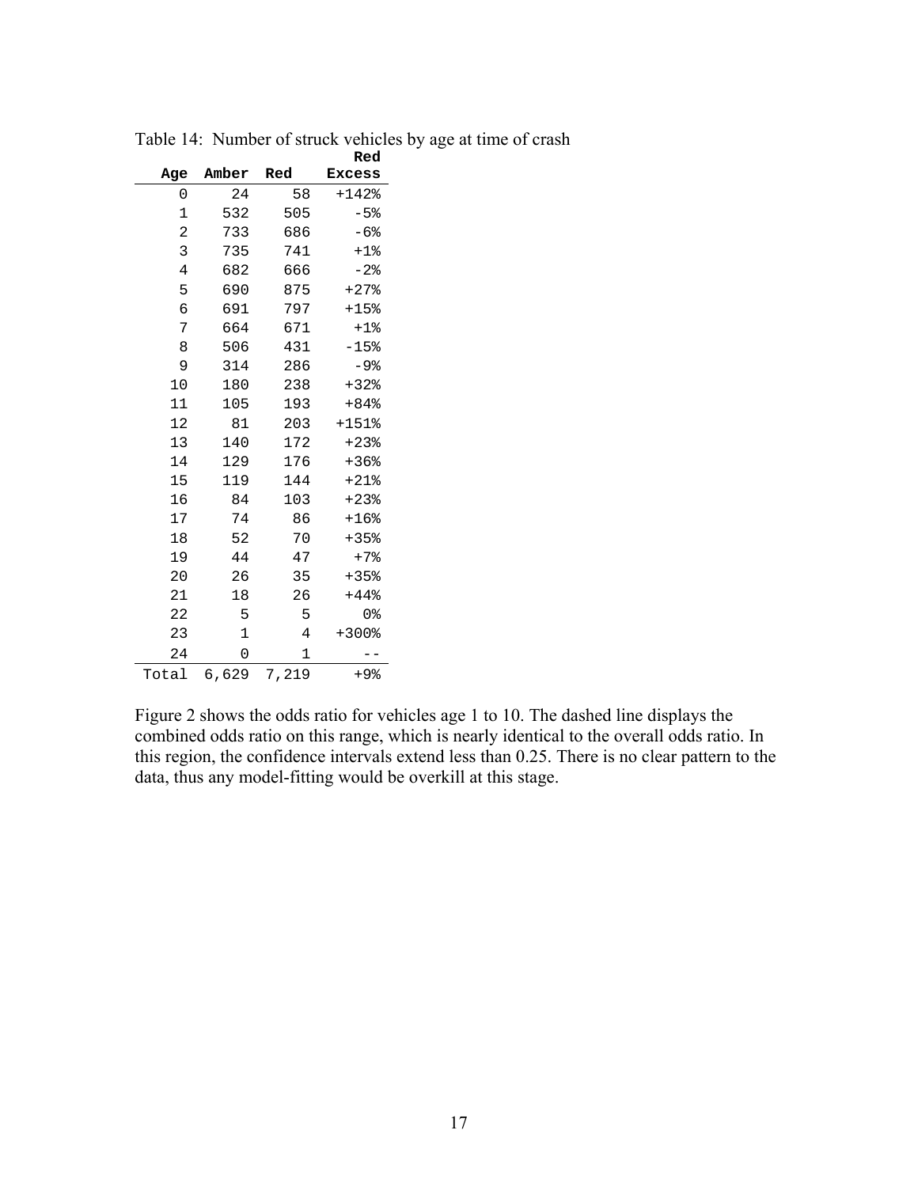Table 14: Number of struck vehicles by age at time of crash

| Age | Amber | Red | Red Excess |
|---|---|---|---|
| 0 | 24 | 58 | +142% |
| 1 | 532 | 505 | -5% |
| 2 | 733 | 686 | -6% |
| 3 | 735 | 741 | +1% |
| 4 | 682 | 666 | -2% |
| 5 | 690 | 875 | +27% |
| 6 | 691 | 797 | +15% |
| 7 | 664 | 671 | +1% |
| 8 | 506 | 431 | -15% |
| 9 | 314 | 286 | -9% |
| 10 | 180 | 238 | +32% |
| 11 | 105 | 193 | +84% |
| 12 | 81 | 203 | +151% |
| 13 | 140 | 172 | +23% |
| 14 | 129 | 176 | +36% |
| 15 | 119 | 144 | +21% |
| 16 | 84 | 103 | +23% |
| 17 | 74 | 86 | +16% |
| 18 | 52 | 70 | +35% |
| 19 | 44 | 47 | +7% |
| 20 | 26 | 35 | +35% |
| 21 | 18 | 26 | +44% |
| 22 | 5 | 5 | 0% |
| 23 | 1 | 4 | +300% |
| 24 | 0 | 1 | -- |
| Total | 6,629 | 7,219 | +9% |

Figure 2 shows the odds ratio for vehicles age 1 to 10. The dashed line displays the combined odds ratio on this range, which is nearly identical to the overall odds ratio. In this region, the confidence intervals extend less than 0.25. There is no clear pattern to the data, thus any model-fitting would be overkill at this stage.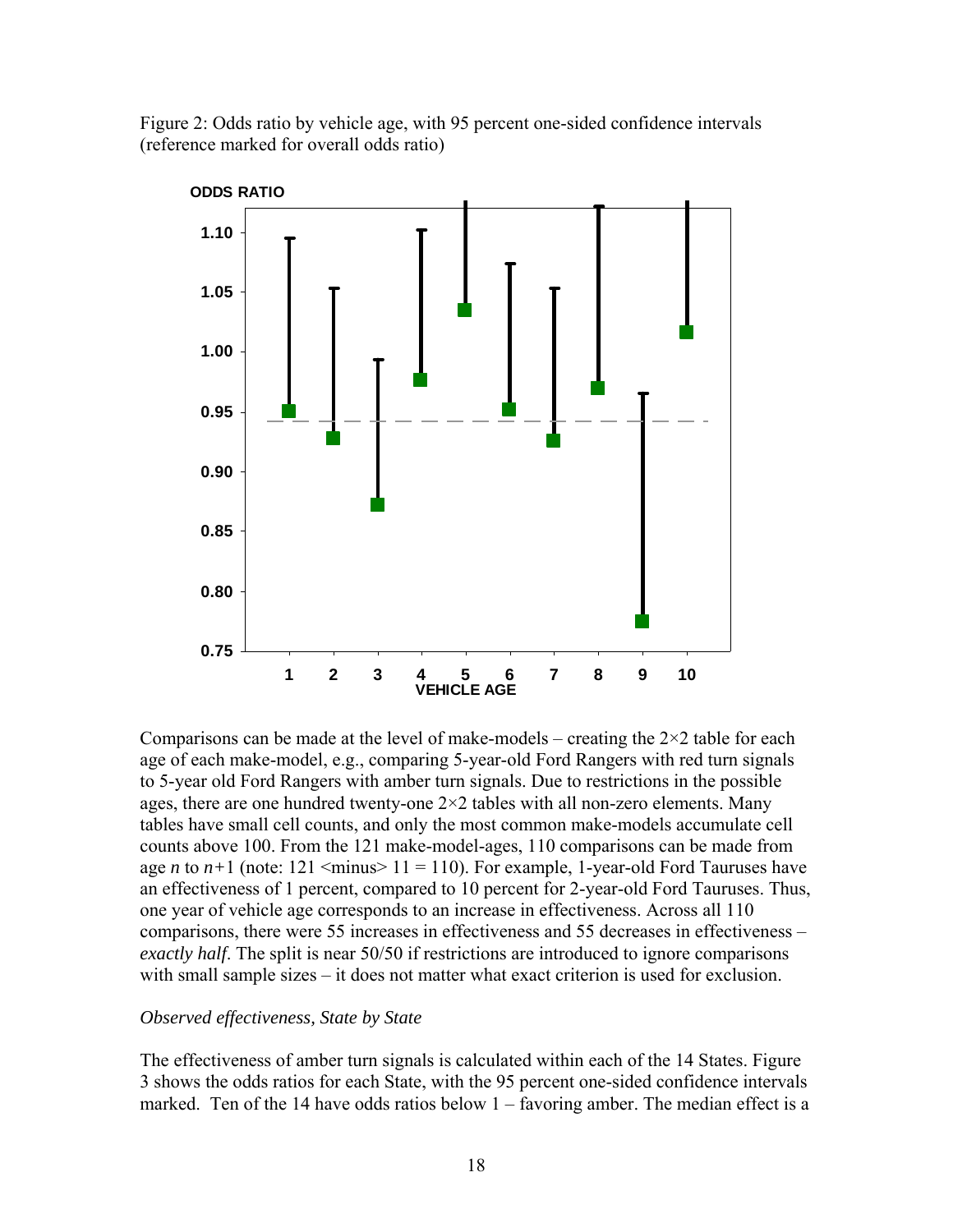Figure 2: Odds ratio by vehicle age, with 95 percent one-sided confidence intervals (reference marked for overall odds ratio)

Comparisons can be made at the level of make-models – creating the 2×2 table for each age of each make-model, e.g., comparing 5-year-old Ford Rangers with red turn signals to 5-year old Ford Rangers with amber turn signals. Due to restrictions in the possible ages, there are one hundred twenty-one 2×2 tables with all non-zero elements. Many tables have small cell counts, and only the most common make-models accumulate cell counts above 100. From the 121 make-model-ages, 110 comparisons can be made from age $n$ to $n+1$ (note: 121 <minus> 11 = 110). For example, 1-year-old Ford Tauruses have an effectiveness of 1 percent, compared to 10 percent for 2-year-old Ford Tauruses. Thus, one year of vehicle age corresponds to an increase in effectiveness. Across all 110 comparisons, there were 55 increases in effectiveness and 55 decreases in effectiveness – *exactly half*. The split is near 50/50 if restrictions are introduced to ignore comparisons with small sample sizes – it does not matter what exact criterion is used for exclusion.

*Observed effectiveness, State by State*

The effectiveness of amber turn signals is calculated within each of the 14 States. Figure 3 shows the odds ratios for each State, with the 95 percent one-sided confidence intervals marked. Ten of the 14 have odds ratios below 1 – favoring amber. The median effect is a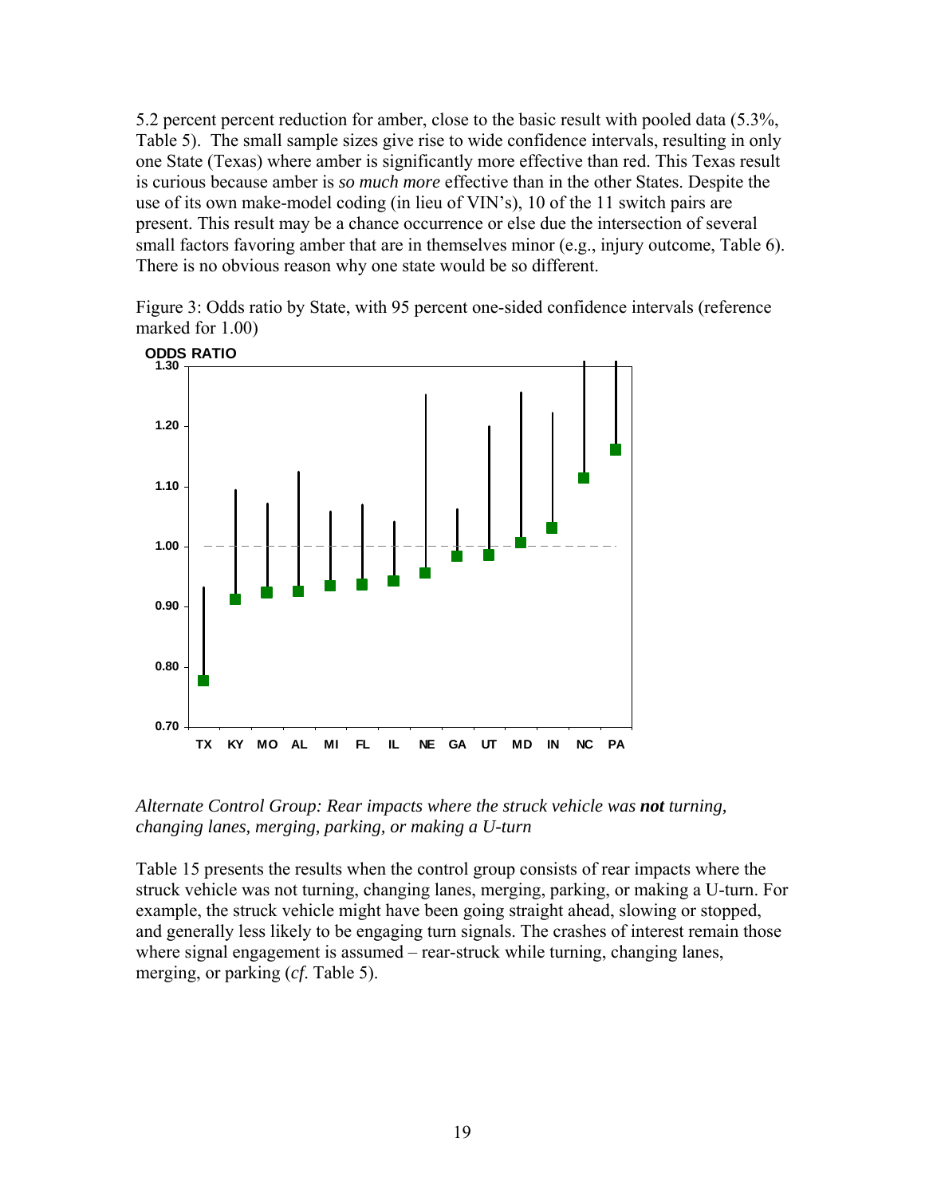5.2 percent percent reduction for amber, close to the basic result with pooled data (5.3%, Table 5). The small sample sizes give rise to wide confidence intervals, resulting in only one State (Texas) where amber is significantly more effective than red. This Texas result is curious because amber is *so much more* effective than in the other States. Despite the use of its own make-model coding (in lieu of VIN's), 10 of the 11 switch pairs are present. This result may be a chance occurrence or else due the intersection of several small factors favoring amber that are in themselves minor (e.g., injury outcome, Table 6). There is no obvious reason why one state would be so different.

Figure 3: Odds ratio by State, with 95 percent one-sided confidence intervals (reference marked for 1.00)

*Alternate Control Group: Rear impacts where the struck vehicle was **not** turning, changing lanes, merging, parking, or making a U-turn*

Table 15 presents the results when the control group consists of rear impacts where the struck vehicle was not turning, changing lanes, merging, parking, or making a U-turn. For example, the struck vehicle might have been going straight ahead, slowing or stopped, and generally less likely to be engaging turn signals. The crashes of interest remain those where signal engagement is assumed – rear-struck while turning, changing lanes, merging, or parking (*cf.* Table 5).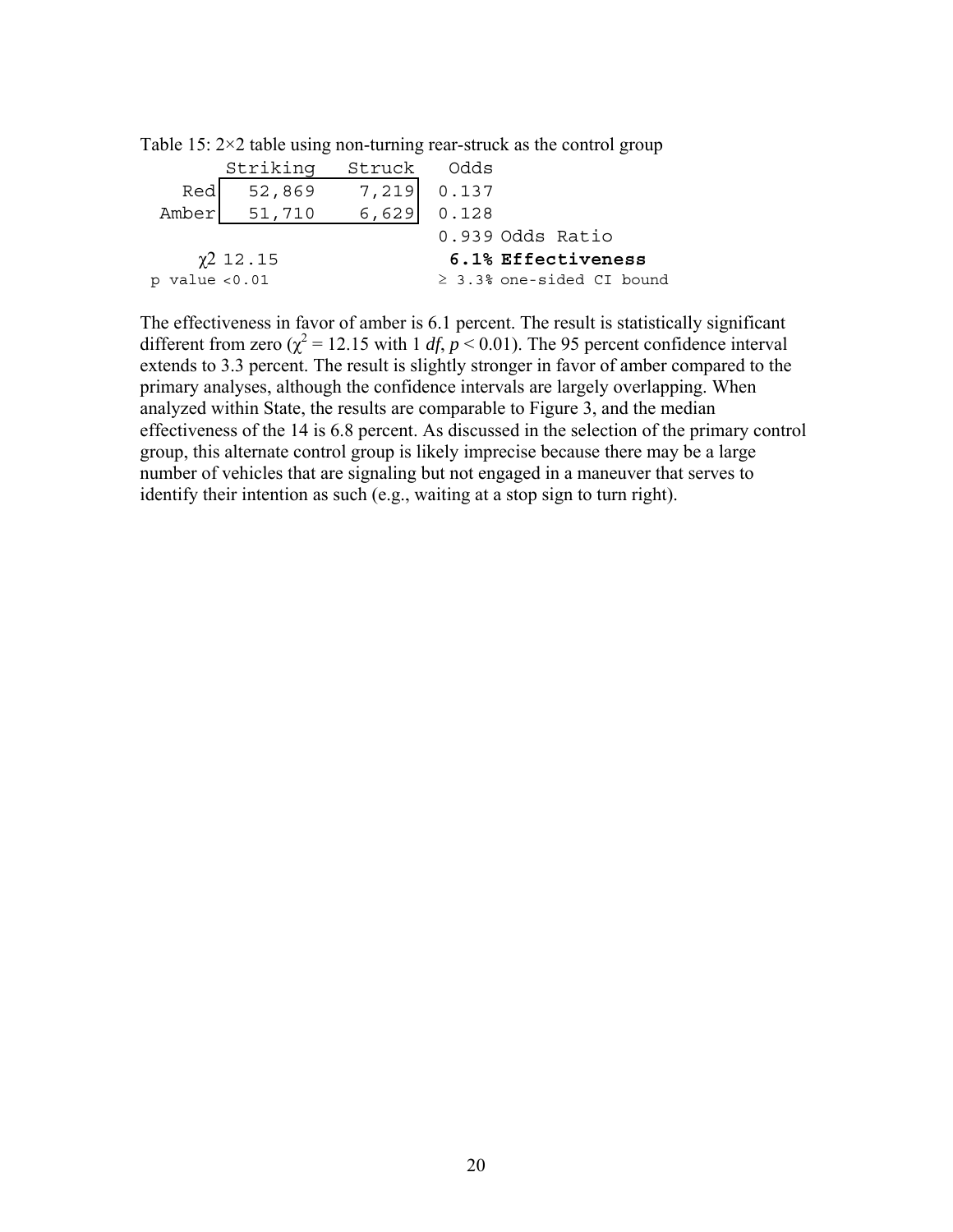Table 15: 2×2 table using non-turning rear-struck as the control group

| | Striking | Struck | Odds | |
|---|---|---|---|---|
| Red | 52,869 | 7,219 | 0.137 | |
| Amber | 51,710 | 6,629 | 0.128 | |
| | | | 0.939 | Odds Ratio |
| $\chi 2$ 12.15 | | | **6.1%** | **Effectiveness** |
| p value <0.01 | | | ≥ 3.3% | one-sided CI bound |

The effectiveness in favor of amber is 6.1 percent. The result is statistically significant different from zero ($\chi^2 = 12.15$ with 1 *df*, $p < 0.01$). The 95 percent confidence interval extends to 3.3 percent. The result is slightly stronger in favor of amber compared to the primary analyses, although the confidence intervals are largely overlapping. When analyzed within State, the results are comparable to Figure 3, and the median effectiveness of the 14 is 6.8 percent. As discussed in the selection of the primary control group, this alternate control group is likely imprecise because there may be a large number of vehicles that are signaling but not engaged in a maneuver that serves to identify their intention as such (e.g., waiting at a stop sign to turn right).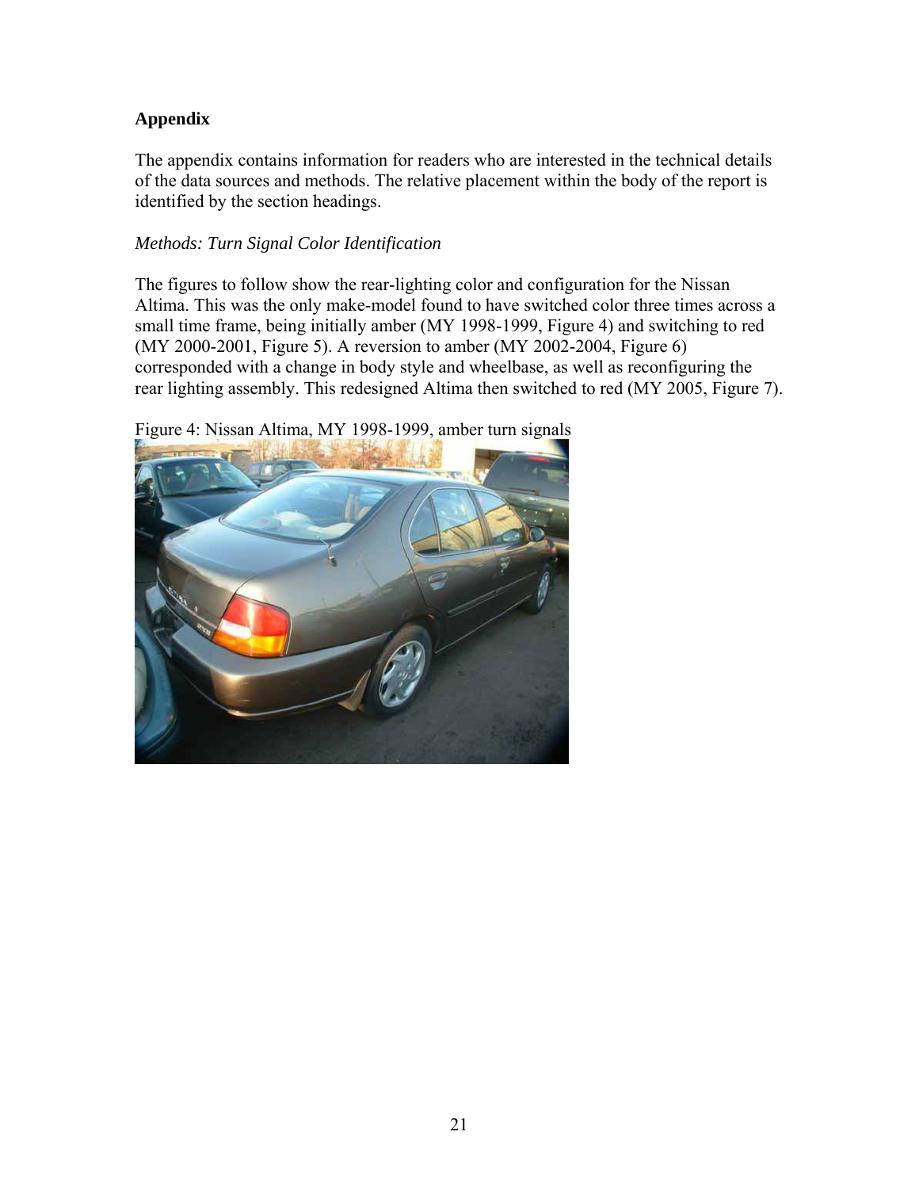## Appendix

The appendix contains information for readers who are interested in the technical details of the data sources and methods. The relative placement within the body of the report is identified by the section headings.

### *Methods: Turn Signal Color Identification*

The figures to follow show the rear-lighting color and configuration for the Nissan Altima. This was the only make-model found to have switched color three times across a small time frame, being initially amber (MY 1998-1999, Figure 4) and switching to red (MY 2000-2001, Figure 5). A reversion to amber (MY 2002-2004, Figure 6) corresponded with a change in body style and wheelbase, as well as reconfiguring the rear lighting assembly. This redesigned Altima then switched to red (MY 2005, Figure 7).

Figure 4: Nissan Altima, MY 1998-1999, amber turn signals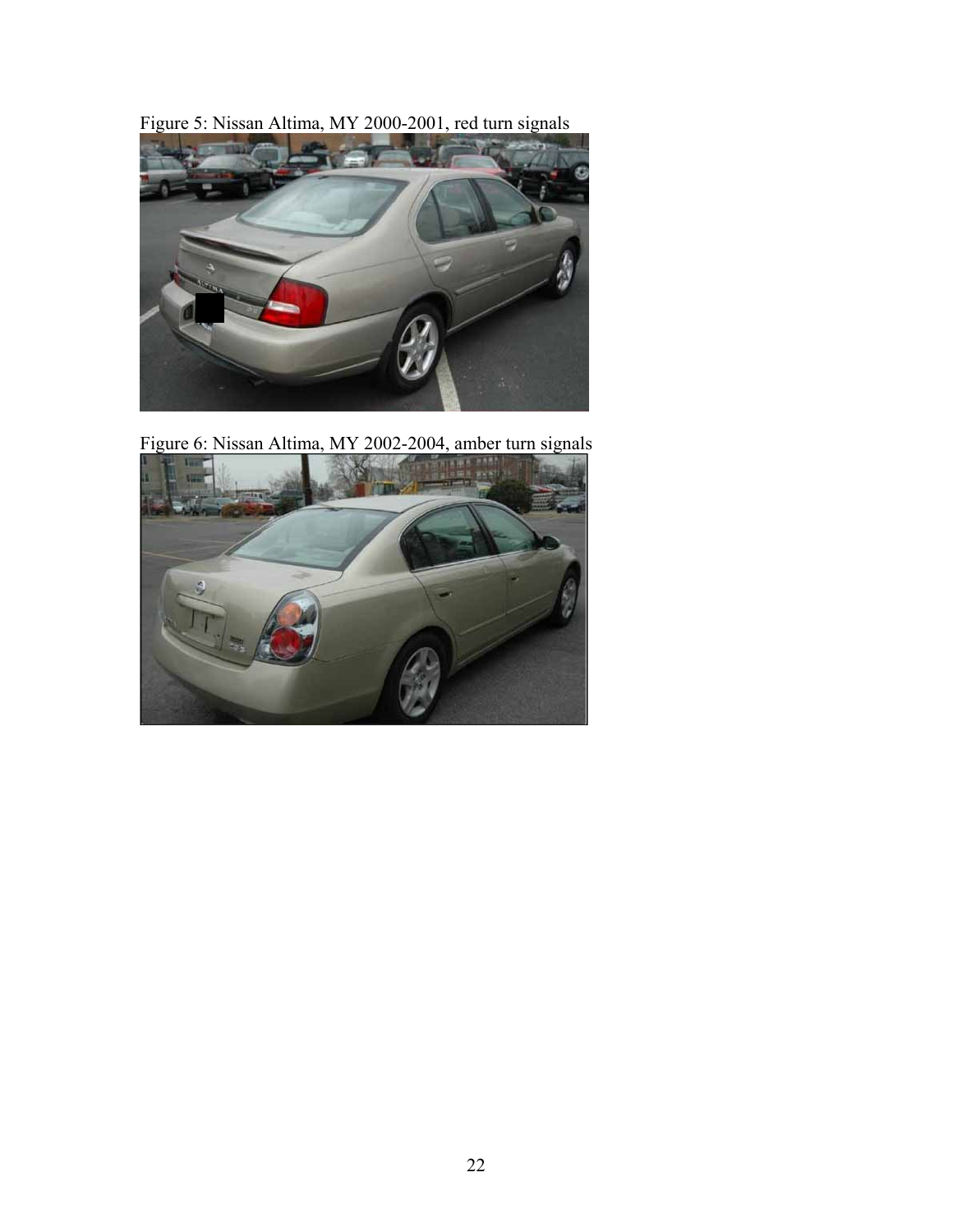Figure 5: Nissan Altima, MY 2000-2001, red turn signals

Figure 6: Nissan Altima, MY 2002-2004, amber turn signals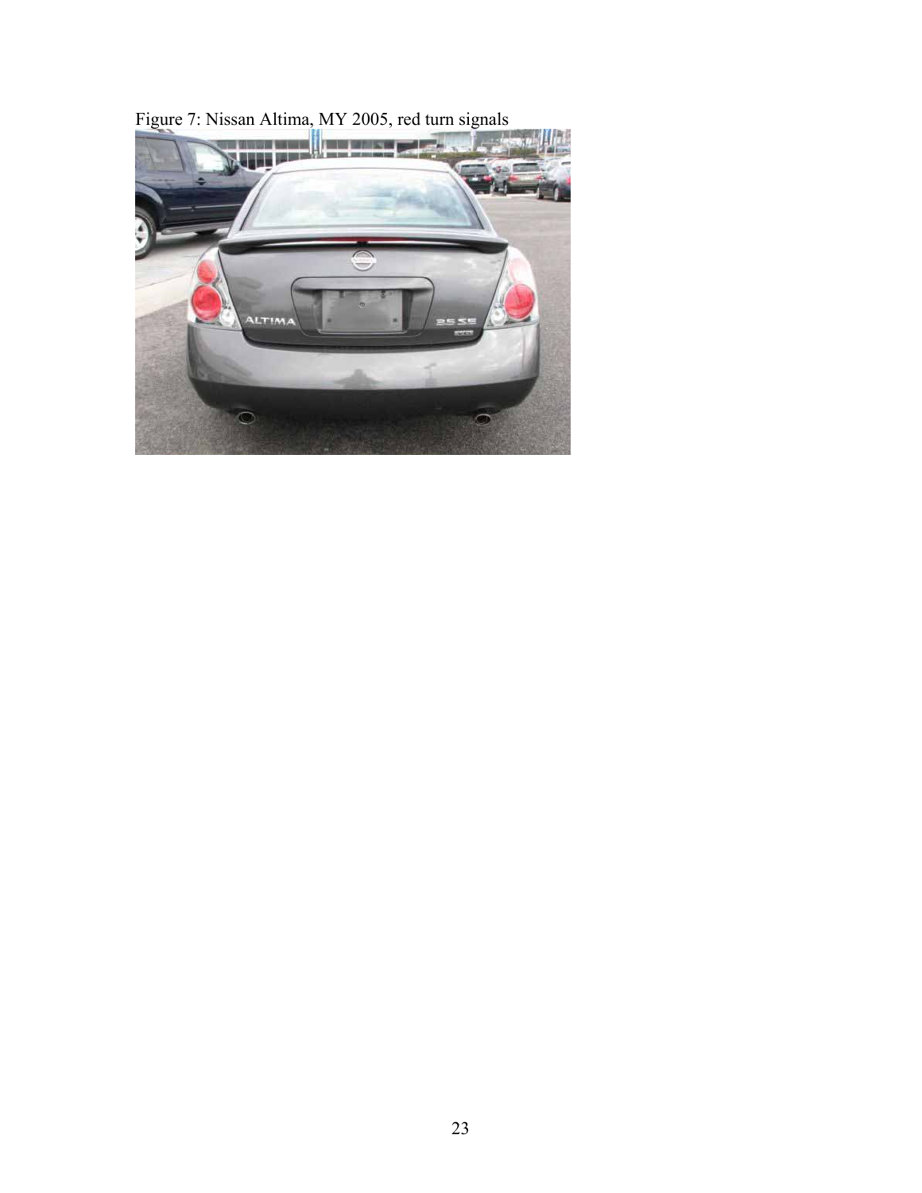Figure 7: Nissan Altima, MY 2005, red turn signals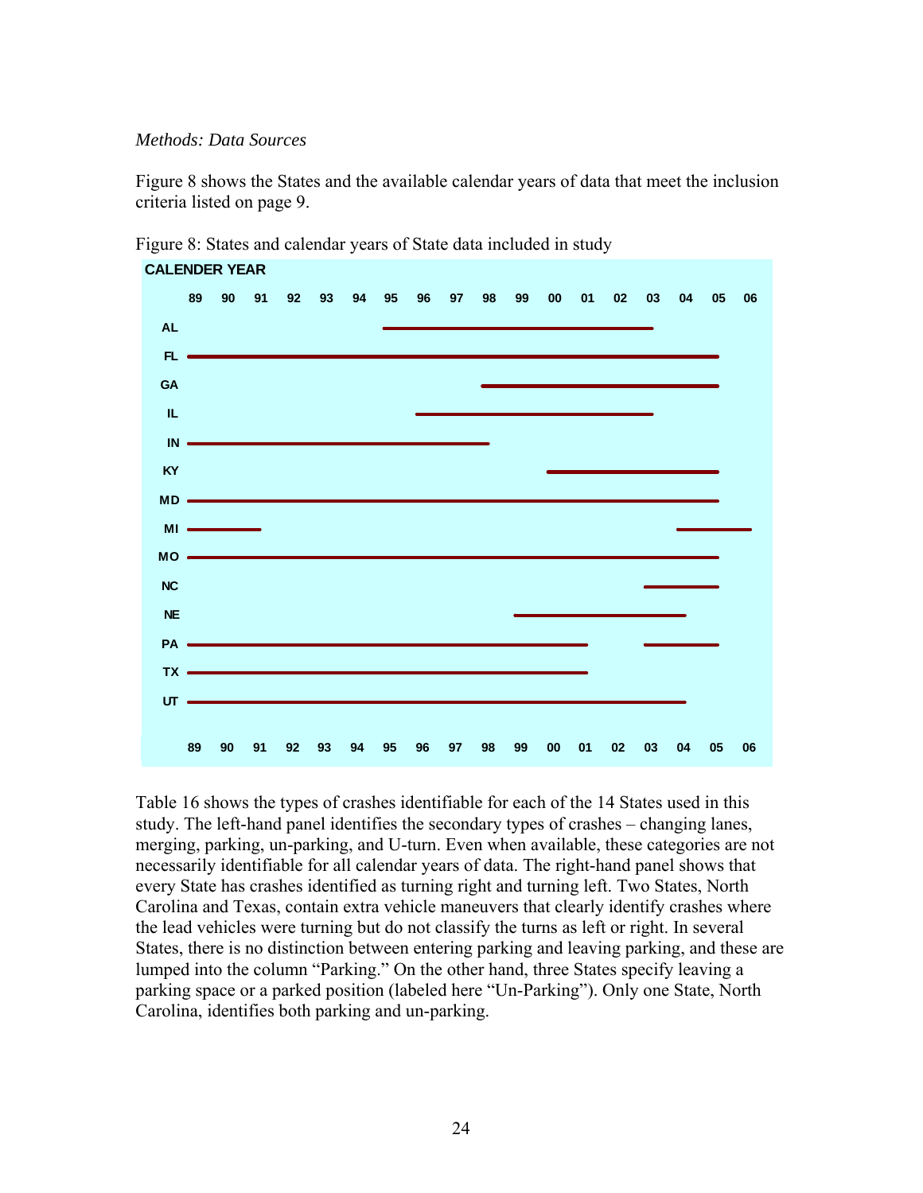*Methods: Data Sources*

Figure 8 shows the States and the available calendar years of data that meet the inclusion criteria listed on page 9.

Figure 8: States and calendar years of State data included in study

| State | Calendar years |
|---|---|
| AL | 95–03 |
| FL | 89–05 |
| GA | 98–05 |
| IL | 96–03 |
| IN | 89–98 |
| KY | 00–05 |
| MD | 89–05 |
| MI | 89–91, 04–06 |
| MO | 89–05 |
| NC | 03–05 |
| NE | 99–04 |
| PA | 89–01, 03–05 |
| TX | 89–01 |
| UT | 89–04 |

Table 16 shows the types of crashes identifiable for each of the 14 States used in this study. The left-hand panel identifies the secondary types of crashes – changing lanes, merging, parking, un-parking, and U-turn. Even when available, these categories are not necessarily identifiable for all calendar years of data. The right-hand panel shows that every State has crashes identified as turning right and turning left. Two States, North Carolina and Texas, contain extra vehicle maneuvers that clearly identify crashes where the lead vehicles were turning but do not classify the turns as left or right. In several States, there is no distinction between entering parking and leaving parking, and these are lumped into the column "Parking." On the other hand, three States specify leaving a parking space or a parked position (labeled here "Un-Parking"). Only one State, North Carolina, identifies both parking and un-parking.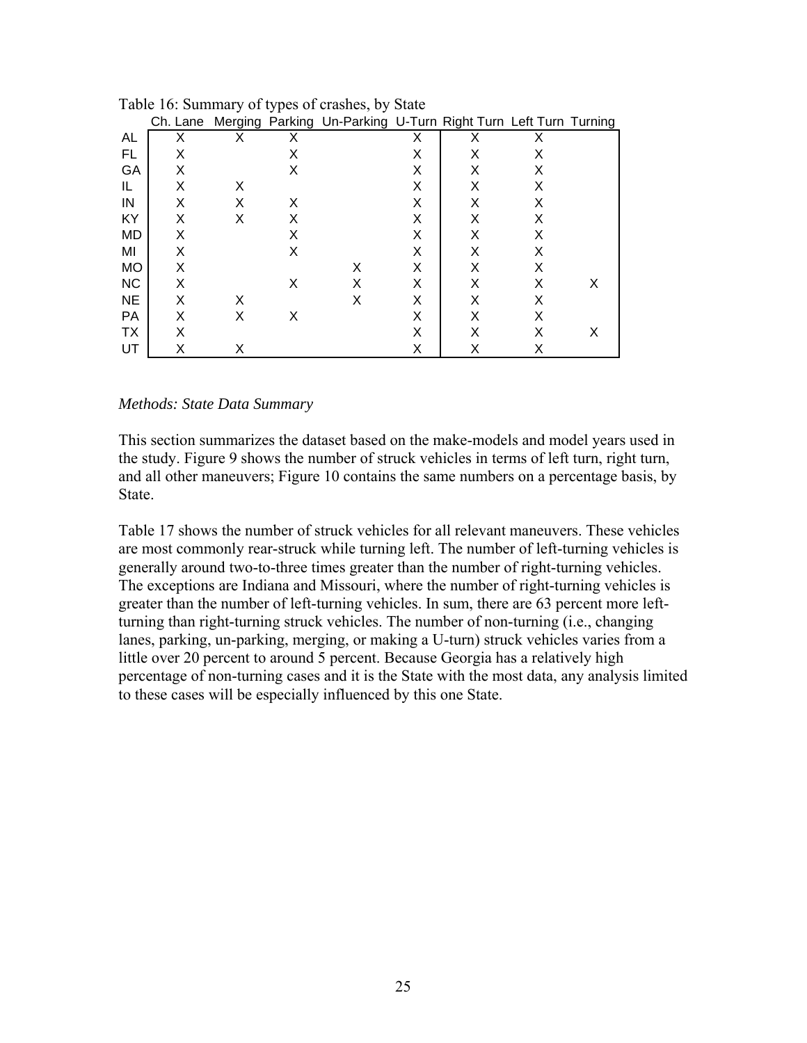Table 16: Summary of types of crashes, by State

| | Ch. Lane | Merging | Parking | Un-Parking | U-Turn | Right Turn | Left Turn | Turning |
|---|---|---|---|---|---|---|---|---|
| AL | X | X | X | | X | X | X | |
| FL | X | | X | | X | X | X | |
| GA | X | | X | | X | X | X | |
| IL | X | X | | | X | X | X | |
| IN | X | X | X | | X | X | X | |
| KY | X | X | X | | X | X | X | |
| MD | X | | X | | X | X | X | |
| MI | X | | X | | X | X | X | |
| MO | X | | | X | X | X | X | |
| NC | X | | X | X | X | X | X | X |
| NE | X | X | | X | X | X | X | |
| PA | X | X | X | | X | X | X | |
| TX | X | | | | X | X | X | X |
| UT | X | X | | | X | X | X | |

*Methods: State Data Summary*

This section summarizes the dataset based on the make-models and model years used in the study. Figure 9 shows the number of struck vehicles in terms of left turn, right turn, and all other maneuvers; Figure 10 contains the same numbers on a percentage basis, by State.

Table 17 shows the number of struck vehicles for all relevant maneuvers. These vehicles are most commonly rear-struck while turning left. The number of left-turning vehicles is generally around two-to-three times greater than the number of right-turning vehicles. The exceptions are Indiana and Missouri, where the number of right-turning vehicles is greater than the number of left-turning vehicles. In sum, there are 63 percent more left-turning than right-turning struck vehicles. The number of non-turning (i.e., changing lanes, parking, un-parking, merging, or making a U-turn) struck vehicles varies from a little over 20 percent to around 5 percent. Because Georgia has a relatively high percentage of non-turning cases and it is the State with the most data, any analysis limited to these cases will be especially influenced by this one State.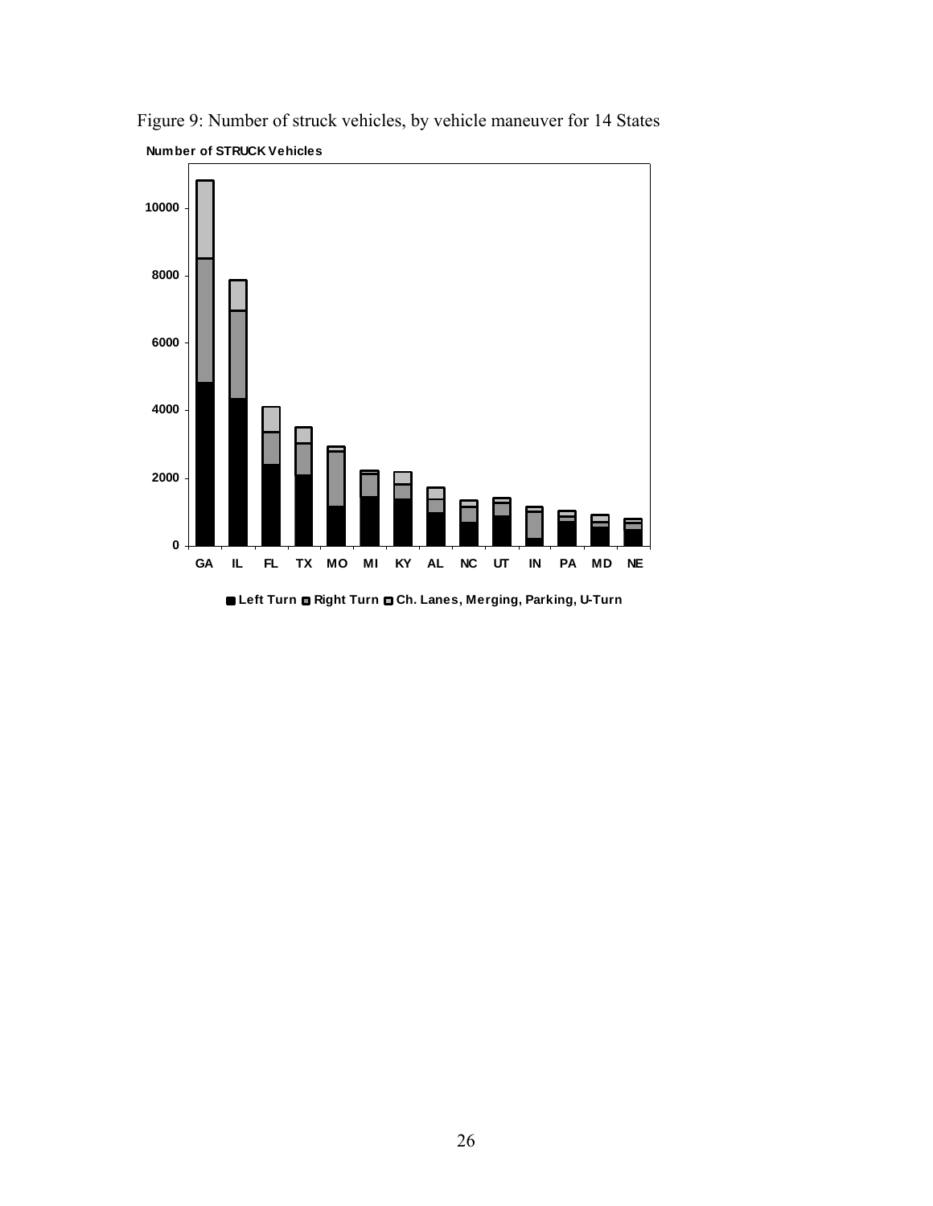Figure 9: Number of struck vehicles, by vehicle maneuver for 14 States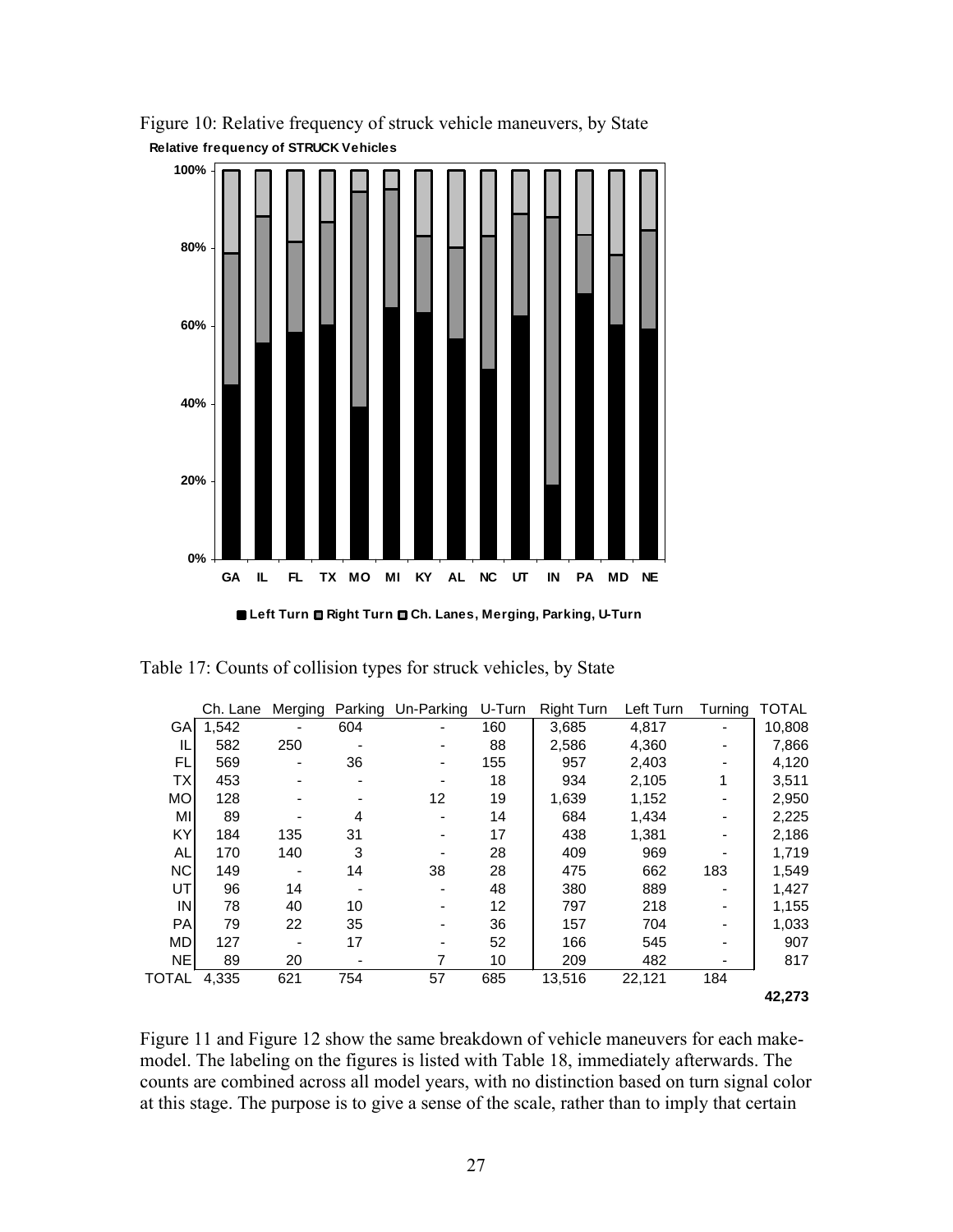Figure 10: Relative frequency of struck vehicle maneuvers, by State

Table 17: Counts of collision types for struck vehicles, by State

| | Ch. Lane | Merging | Parking | Un-Parking | U-Turn | Right Turn | Left Turn | Turning | TOTAL |
|---|---|---|---|---|---|---|---|---|---|
| GA | 1,542 | - | 604 | - | 160 | 3,685 | 4,817 | - | 10,808 |
| IL | 582 | 250 | - | - | 88 | 2,586 | 4,360 | - | 7,866 |
| FL | 569 | - | 36 | - | 155 | 957 | 2,403 | - | 4,120 |
| TX | 453 | - | - | - | 18 | 934 | 2,105 | 1 | 3,511 |
| MO | 128 | - | - | 12 | 19 | 1,639 | 1,152 | - | 2,950 |
| MI | 89 | - | 4 | - | 14 | 684 | 1,434 | - | 2,225 |
| KY | 184 | 135 | 31 | - | 17 | 438 | 1,381 | - | 2,186 |
| AL | 170 | 140 | 3 | - | 28 | 409 | 969 | - | 1,719 |
| NC | 149 | - | 14 | 38 | 28 | 475 | 662 | 183 | 1,549 |
| UT | 96 | 14 | - | - | 48 | 380 | 889 | - | 1,427 |
| IN | 78 | 40 | 10 | - | 12 | 797 | 218 | - | 1,155 |
| PA | 79 | 22 | 35 | - | 36 | 157 | 704 | - | 1,033 |
| MD | 127 | - | 17 | - | 52 | 166 | 545 | - | 907 |
| NE | 89 | 20 | - | 7 | 10 | 209 | 482 | - | 817 |
| TOTAL | 4,335 | 621 | 754 | 57 | 685 | 13,516 | 22,121 | 184 | **42,273** |

Figure 11 and Figure 12 show the same breakdown of vehicle maneuvers for each make-model. The labeling on the figures is listed with Table 18, immediately afterwards. The counts are combined across all model years, with no distinction based on turn signal color at this stage. The purpose is to give a sense of the scale, rather than to imply that certain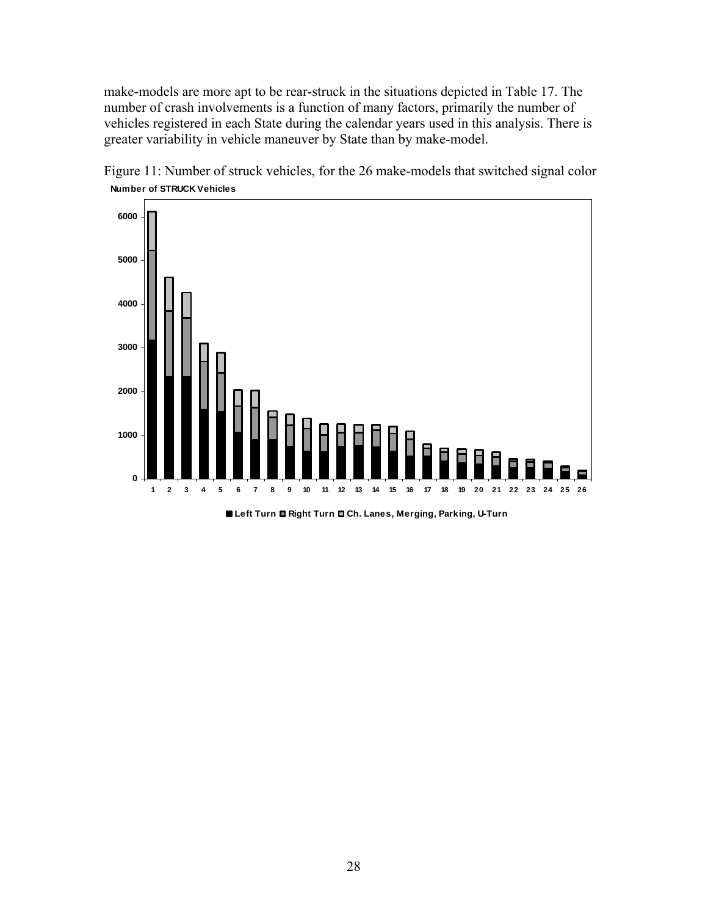make-models are more apt to be rear-struck in the situations depicted in Table 17. The number of crash involvements is a function of many factors, primarily the number of vehicles registered in each State during the calendar years used in this analysis. There is greater variability in vehicle maneuver by State than by make-model.

Figure 11: Number of struck vehicles, for the 26 make-models that switched signal color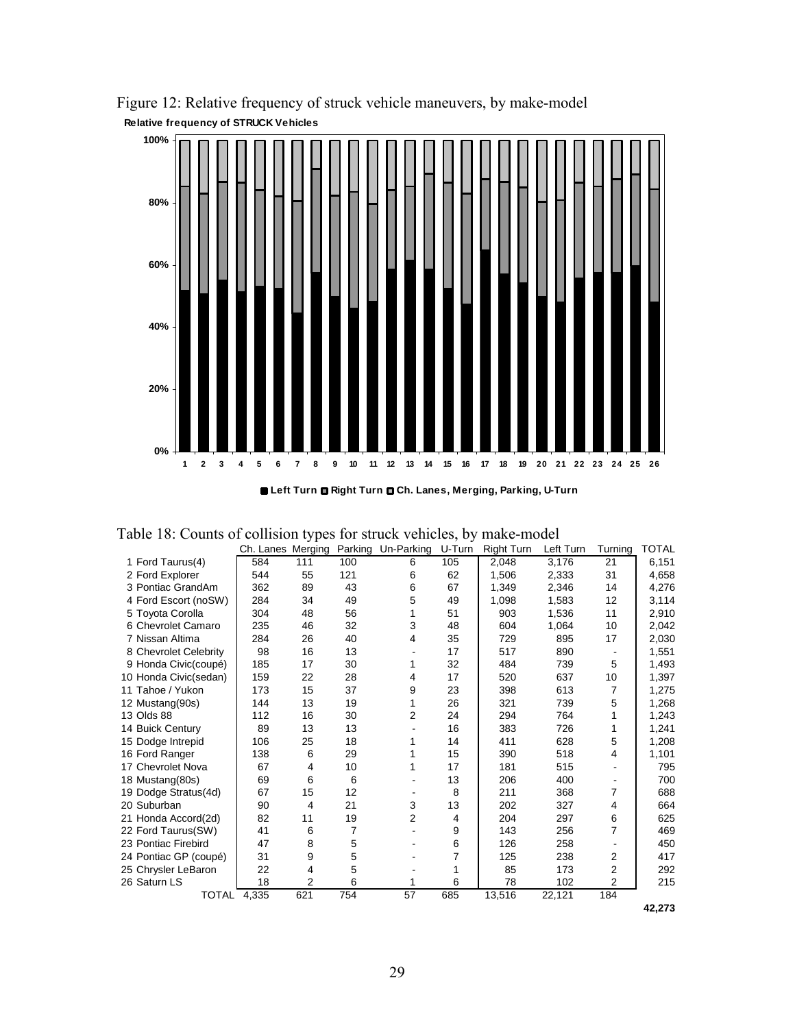Figure 12: Relative frequency of struck vehicle maneuvers, by make-model

**Relative frequency of STRUCK Vehicles**

■ Left Turn ■ Right Turn ■ Ch. Lanes, Merging, Parking, U-Turn

Table 18: Counts of collision types for struck vehicles, by make-model

| | Ch. Lanes | Merging | Parking | Un-Parking | U-Turn | Right Turn | Left Turn | Turning | TOTAL |
|---|---|---|---|---|---|---|---|---|---|
| 1 Ford Taurus(4) | 584 | 111 | 100 | 6 | 105 | 2,048 | 3,176 | 21 | 6,151 |
| 2 Ford Explorer | 544 | 55 | 121 | 6 | 62 | 1,506 | 2,333 | 31 | 4,658 |
| 3 Pontiac GrandAm | 362 | 89 | 43 | 6 | 67 | 1,349 | 2,346 | 14 | 4,276 |
| 4 Ford Escort (noSW) | 284 | 34 | 49 | 5 | 49 | 1,098 | 1,583 | 12 | 3,114 |
| 5 Toyota Corolla | 304 | 48 | 56 | 1 | 51 | 903 | 1,536 | 11 | 2,910 |
| 6 Chevrolet Camaro | 235 | 46 | 32 | 3 | 48 | 604 | 1,064 | 10 | 2,042 |
| 7 Nissan Altima | 284 | 26 | 40 | 4 | 35 | 729 | 895 | 17 | 2,030 |
| 8 Chevrolet Celebrity | 98 | 16 | 13 | - | 17 | 517 | 890 | - | 1,551 |
| 9 Honda Civic(coupé) | 185 | 17 | 30 | 1 | 32 | 484 | 739 | 5 | 1,493 |
| 10 Honda Civic(sedan) | 159 | 22 | 28 | 4 | 17 | 520 | 637 | 10 | 1,397 |
| 11 Tahoe / Yukon | 173 | 15 | 37 | 9 | 23 | 398 | 613 | 7 | 1,275 |
| 12 Mustang(90s) | 144 | 13 | 19 | 1 | 26 | 321 | 739 | 5 | 1,268 |
| 13 Olds 88 | 112 | 16 | 30 | 2 | 24 | 294 | 764 | 1 | 1,243 |
| 14 Buick Century | 89 | 13 | 13 | - | 16 | 383 | 726 | 1 | 1,241 |
| 15 Dodge Intrepid | 106 | 25 | 18 | 1 | 14 | 411 | 628 | 5 | 1,208 |
| 16 Ford Ranger | 138 | 6 | 29 | 1 | 15 | 390 | 518 | 4 | 1,101 |
| 17 Chevrolet Nova | 67 | 4 | 10 | 1 | 17 | 181 | 515 | - | 795 |
| 18 Mustang(80s) | 69 | 6 | 6 | - | 13 | 206 | 400 | - | 700 |
| 19 Dodge Stratus(4d) | 67 | 15 | 12 | - | 8 | 211 | 368 | 7 | 688 |
| 20 Suburban | 90 | 4 | 21 | 3 | 13 | 202 | 327 | 4 | 664 |
| 21 Honda Accord(2d) | 82 | 11 | 19 | 2 | 4 | 204 | 297 | 6 | 625 |
| 22 Ford Taurus(SW) | 41 | 6 | 7 | - | 9 | 143 | 256 | 7 | 469 |
| 23 Pontiac Firebird | 47 | 8 | 5 | - | 6 | 126 | 258 | - | 450 |
| 24 Pontiac GP (coupé) | 31 | 9 | 5 | - | 7 | 125 | 238 | 2 | 417 |
| 25 Chrysler LeBaron | 22 | 4 | 5 | - | 1 | 85 | 173 | 2 | 292 |
| 26 Saturn LS | 18 | 2 | 6 | 1 | 6 | 78 | 102 | 2 | 215 |
| TOTAL | 4,335 | 621 | 754 | 57 | 685 | 13,516 | 22,121 | 184 | |
| | | | | | | | | | **42,273** |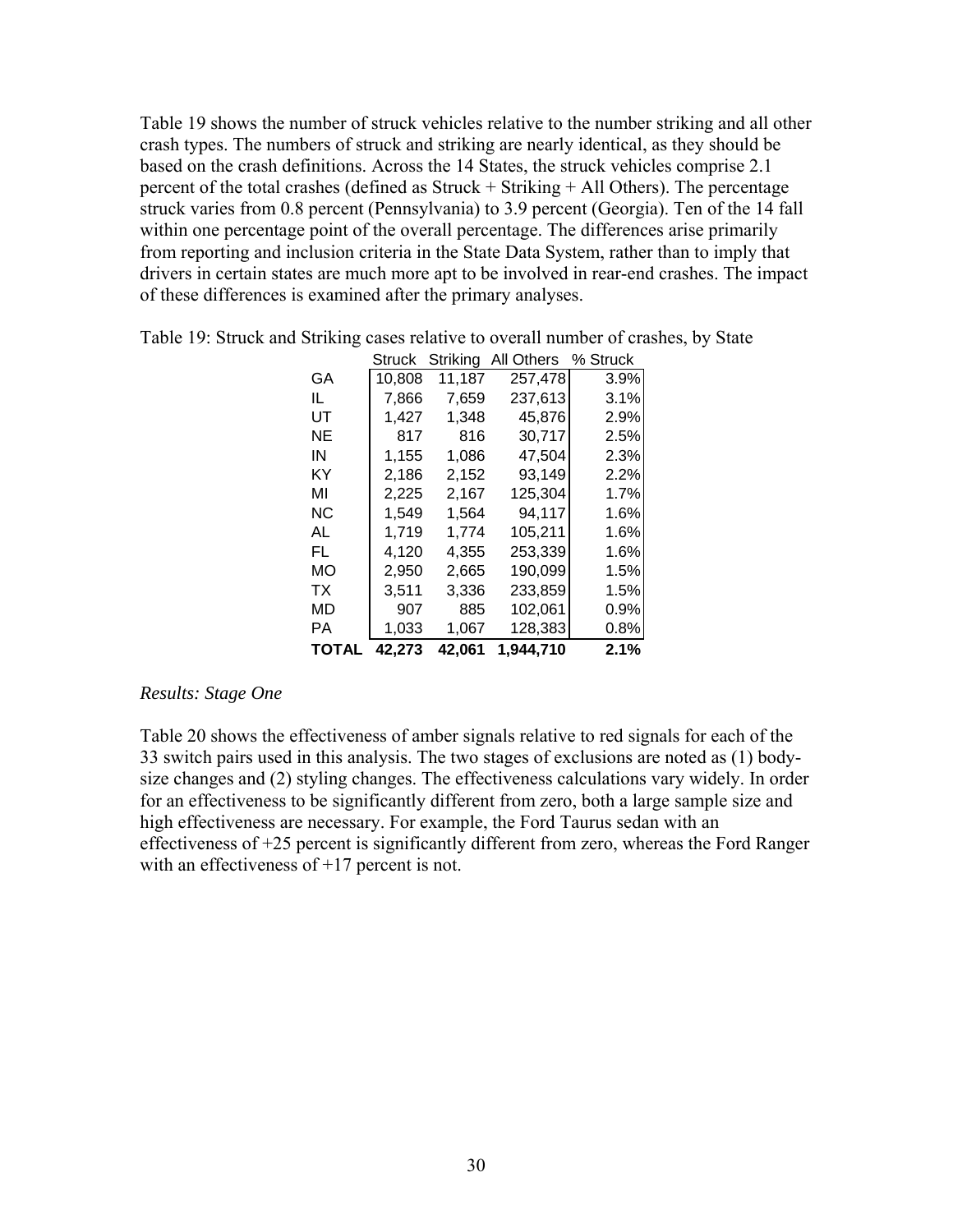Table 19 shows the number of struck vehicles relative to the number striking and all other crash types. The numbers of struck and striking are nearly identical, as they should be based on the crash definitions. Across the 14 States, the struck vehicles comprise 2.1 percent of the total crashes (defined as Struck + Striking + All Others). The percentage struck varies from 0.8 percent (Pennsylvania) to 3.9 percent (Georgia). Ten of the 14 fall within one percentage point of the overall percentage. The differences arise primarily from reporting and inclusion criteria in the State Data System, rather than to imply that drivers in certain states are much more apt to be involved in rear-end crashes. The impact of these differences is examined after the primary analyses.

Table 19: Struck and Striking cases relative to overall number of crashes, by State

| | Struck | Striking | All Others | % Struck |
|---|---|---|---|---|
| GA | 10,808 | 11,187 | 257,478 | 3.9% |
| IL | 7,866 | 7,659 | 237,613 | 3.1% |
| UT | 1,427 | 1,348 | 45,876 | 2.9% |
| NE | 817 | 816 | 30,717 | 2.5% |
| IN | 1,155 | 1,086 | 47,504 | 2.3% |
| KY | 2,186 | 2,152 | 93,149 | 2.2% |
| MI | 2,225 | 2,167 | 125,304 | 1.7% |
| NC | 1,549 | 1,564 | 94,117 | 1.6% |
| AL | 1,719 | 1,774 | 105,211 | 1.6% |
| FL | 4,120 | 4,355 | 253,339 | 1.6% |
| MO | 2,950 | 2,665 | 190,099 | 1.5% |
| TX | 3,511 | 3,336 | 233,859 | 1.5% |
| MD | 907 | 885 | 102,061 | 0.9% |
| PA | 1,033 | 1,067 | 128,383 | 0.8% |
| **TOTAL** | **42,273** | **42,061** | **1,944,710** | **2.1%** |

*Results: Stage One*

Table 20 shows the effectiveness of amber signals relative to red signals for each of the 33 switch pairs used in this analysis. The two stages of exclusions are noted as (1) body-size changes and (2) styling changes. The effectiveness calculations vary widely. In order for an effectiveness to be significantly different from zero, both a large sample size and high effectiveness are necessary. For example, the Ford Taurus sedan with an effectiveness of +25 percent is significantly different from zero, whereas the Ford Ranger with an effectiveness of +17 percent is not.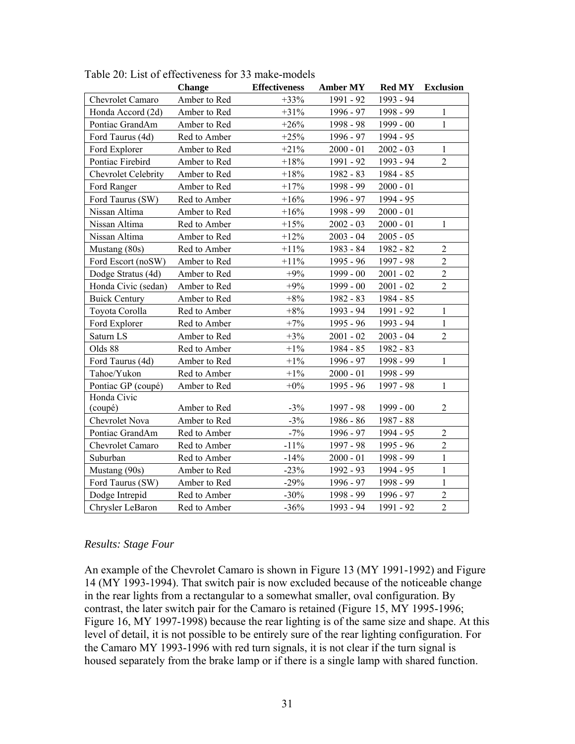Table 20: List of effectiveness for 33 make-models

| | Change | Effectiveness | Amber MY | Red MY | Exclusion |
|---|---|---|---|---|---|
| Chevrolet Camaro | Amber to Red | +33% | 1991 - 92 | 1993 - 94 | |
| Honda Accord (2d) | Amber to Red | +31% | 1996 - 97 | 1998 - 99 | 1 |
| Pontiac GrandAm | Amber to Red | +26% | 1998 - 98 | 1999 - 00 | 1 |
| Ford Taurus (4d) | Red to Amber | +25% | 1996 - 97 | 1994 - 95 | |
| Ford Explorer | Amber to Red | +21% | 2000 - 01 | 2002 - 03 | 1 |
| Pontiac Firebird | Amber to Red | +18% | 1991 - 92 | 1993 - 94 | 2 |
| Chevrolet Celebrity | Amber to Red | +18% | 1982 - 83 | 1984 - 85 | |
| Ford Ranger | Amber to Red | +17% | 1998 - 99 | 2000 - 01 | |
| Ford Taurus (SW) | Red to Amber | +16% | 1996 - 97 | 1994 - 95 | |
| Nissan Altima | Amber to Red | +16% | 1998 - 99 | 2000 - 01 | |
| Nissan Altima | Red to Amber | +15% | 2002 - 03 | 2000 - 01 | 1 |
| Nissan Altima | Amber to Red | +12% | 2003 - 04 | 2005 - 05 | |
| Mustang (80s) | Red to Amber | +11% | 1983 - 84 | 1982 - 82 | 2 |
| Ford Escort (noSW) | Amber to Red | +11% | 1995 - 96 | 1997 - 98 | 2 |
| Dodge Stratus (4d) | Amber to Red | +9% | 1999 - 00 | 2001 - 02 | 2 |
| Honda Civic (sedan) | Amber to Red | +9% | 1999 - 00 | 2001 - 02 | 2 |
| Buick Century | Amber to Red | +8% | 1982 - 83 | 1984 - 85 | |
| Toyota Corolla | Red to Amber | +8% | 1993 - 94 | 1991 - 92 | 1 |
| Ford Explorer | Red to Amber | +7% | 1995 - 96 | 1993 - 94 | 1 |
| Saturn LS | Amber to Red | +3% | 2001 - 02 | 2003 - 04 | 2 |
| Olds 88 | Red to Amber | +1% | 1984 - 85 | 1982 - 83 | |
| Ford Taurus (4d) | Amber to Red | +1% | 1996 - 97 | 1998 - 99 | 1 |
| Tahoe/Yukon | Red to Amber | +1% | 2000 - 01 | 1998 - 99 | |
| Pontiac GP (coupé) | Amber to Red | +0% | 1995 - 96 | 1997 - 98 | 1 |
| Honda Civic (coupé) | Amber to Red | -3% | 1997 - 98 | 1999 - 00 | 2 |
| Chevrolet Nova | Amber to Red | -3% | 1986 - 86 | 1987 - 88 | |
| Pontiac GrandAm | Red to Amber | -7% | 1996 - 97 | 1994 - 95 | 2 |
| Chevrolet Camaro | Red to Amber | -11% | 1997 - 98 | 1995 - 96 | 2 |
| Suburban | Red to Amber | -14% | 2000 - 01 | 1998 - 99 | 1 |
| Mustang (90s) | Amber to Red | -23% | 1992 - 93 | 1994 - 95 | 1 |
| Ford Taurus (SW) | Amber to Red | -29% | 1996 - 97 | 1998 - 99 | 1 |
| Dodge Intrepid | Red to Amber | -30% | 1998 - 99 | 1996 - 97 | 2 |
| Chrysler LeBaron | Red to Amber | -36% | 1993 - 94 | 1991 - 92 | 2 |

*Results: Stage Four*

An example of the Chevrolet Camaro is shown in Figure 13 (MY 1991-1992) and Figure 14 (MY 1993-1994). That switch pair is now excluded because of the noticeable change in the rear lights from a rectangular to a somewhat smaller, oval configuration. By contrast, the later switch pair for the Camaro is retained (Figure 15, MY 1995-1996; Figure 16, MY 1997-1998) because the rear lighting is of the same size and shape. At this level of detail, it is not possible to be entirely sure of the rear lighting configuration. For the Camaro MY 1993-1996 with red turn signals, it is not clear if the turn signal is housed separately from the brake lamp or if there is a single lamp with shared function.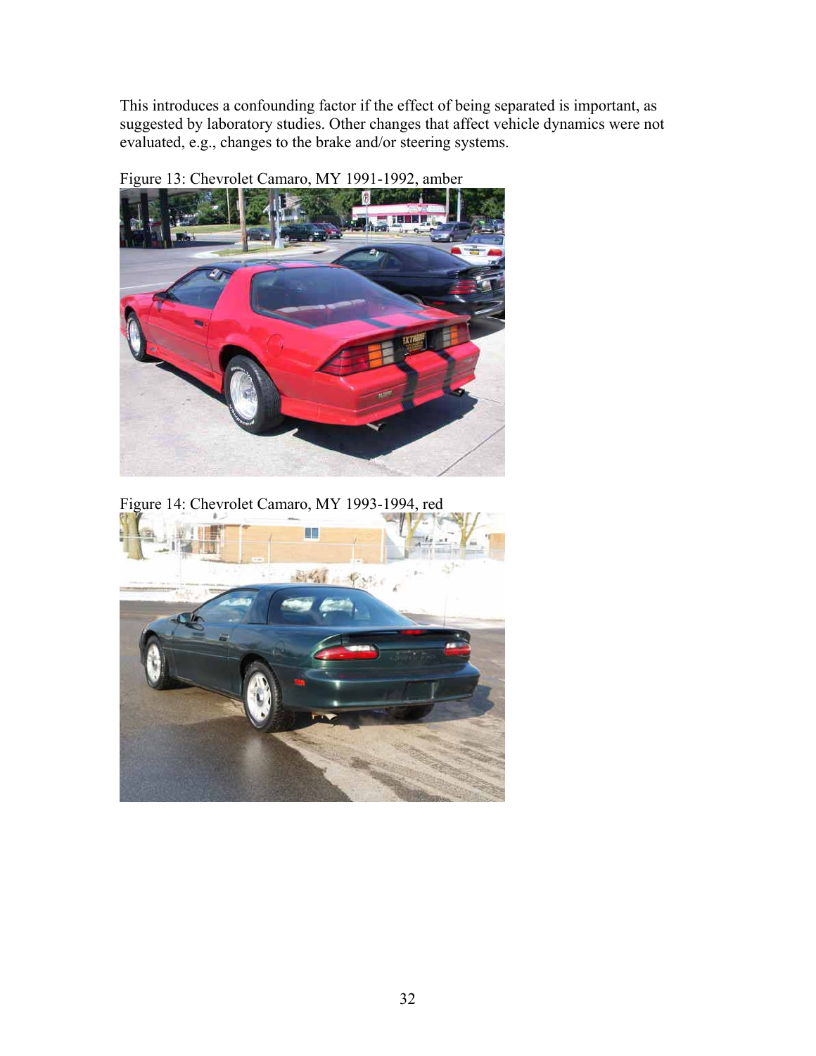This introduces a confounding factor if the effect of being separated is important, as suggested by laboratory studies. Other changes that affect vehicle dynamics were not evaluated, e.g., changes to the brake and/or steering systems.

Figure 13: Chevrolet Camaro, MY 1991-1992, amber

Figure 14: Chevrolet Camaro, MY 1993-1994, red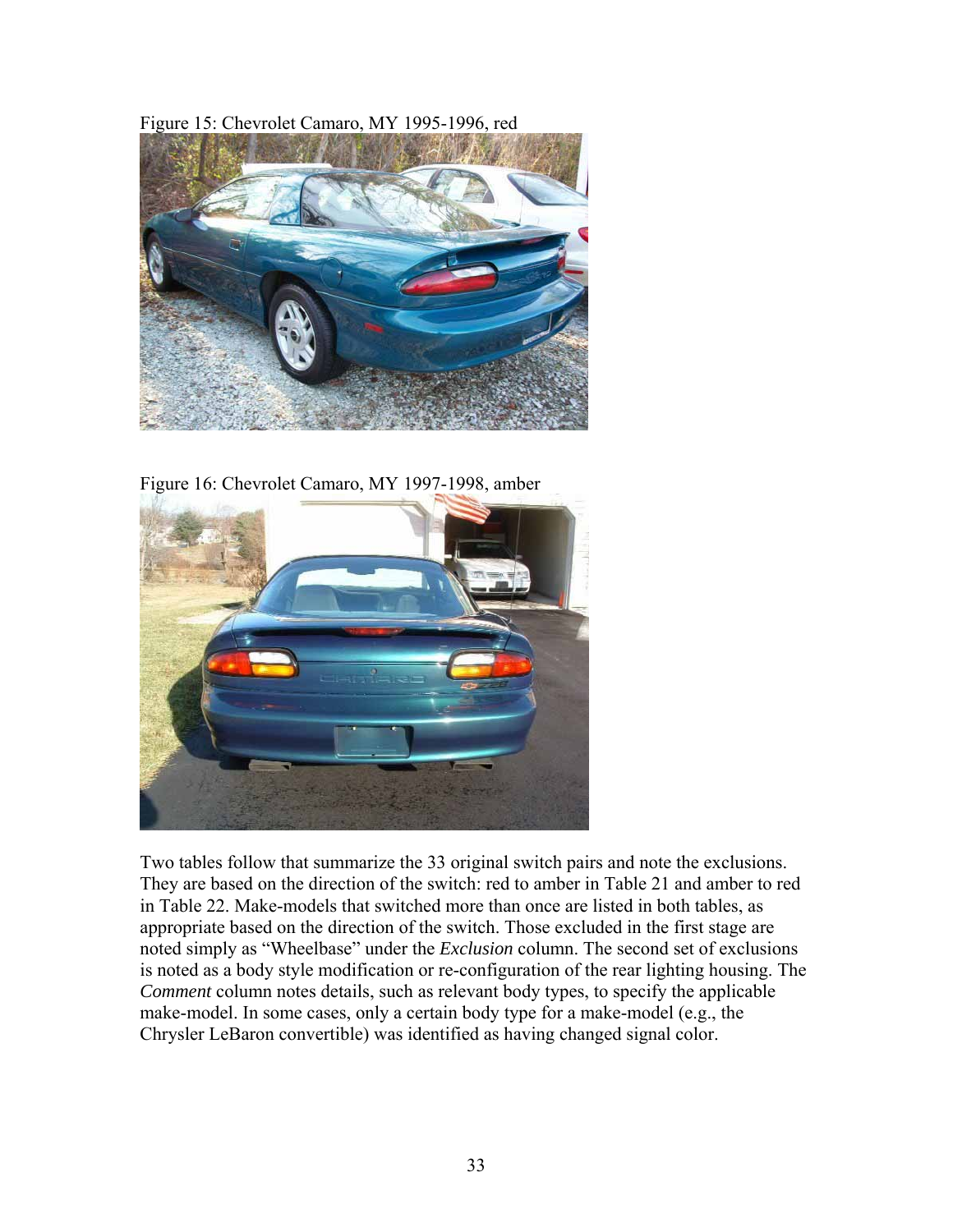Figure 15: Chevrolet Camaro, MY 1995-1996, red

Figure 16: Chevrolet Camaro, MY 1997-1998, amber

Two tables follow that summarize the 33 original switch pairs and note the exclusions. They are based on the direction of the switch: red to amber in Table 21 and amber to red in Table 22. Make-models that switched more than once are listed in both tables, as appropriate based on the direction of the switch. Those excluded in the first stage are noted simply as "Wheelbase" under the *Exclusion* column. The second set of exclusions is noted as a body style modification or re-configuration of the rear lighting housing. The *Comment* column notes details, such as relevant body types, to specify the applicable make-model. In some cases, only a certain body type for a make-model (e.g., the Chrysler LeBaron convertible) was identified as having changed signal color.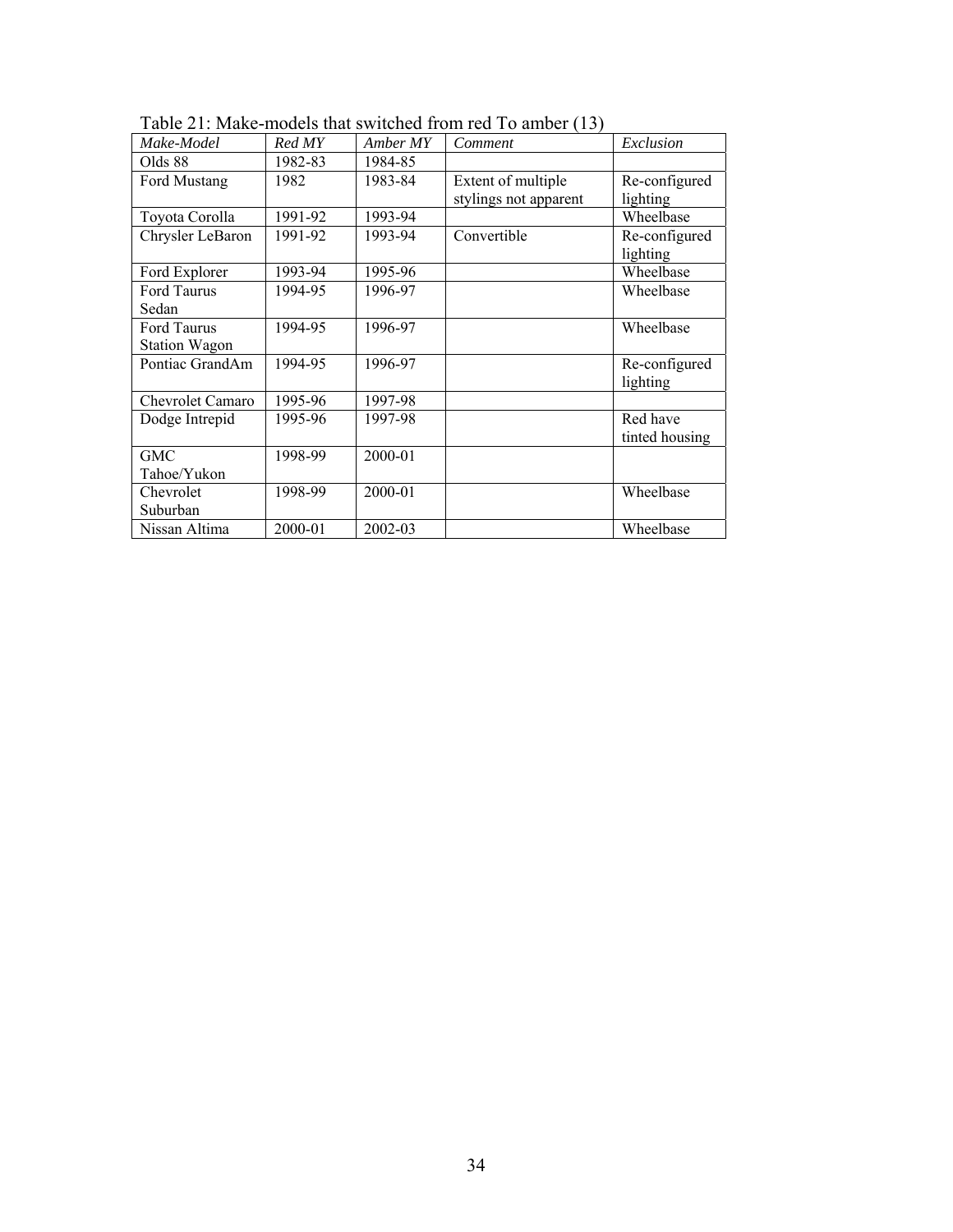Table 21: Make-models that switched from red To amber (13)

| *Make-Model* | *Red MY* | *Amber MY* | *Comment* | *Exclusion* |
|---|---|---|---|---|
| Olds 88 | 1982-83 | 1984-85 | | |
| Ford Mustang | 1982 | 1983-84 | Extent of multiple stylings not apparent | Re-configured lighting |
| Toyota Corolla | 1991-92 | 1993-94 | | Wheelbase |
| Chrysler LeBaron | 1991-92 | 1993-94 | Convertible | Re-configured lighting |
| Ford Explorer | 1993-94 | 1995-96 | | Wheelbase |
| Ford Taurus Sedan | 1994-95 | 1996-97 | | Wheelbase |
| Ford Taurus Station Wagon | 1994-95 | 1996-97 | | Wheelbase |
| Pontiac GrandAm | 1994-95 | 1996-97 | | Re-configured lighting |
| Chevrolet Camaro | 1995-96 | 1997-98 | | |
| Dodge Intrepid | 1995-96 | 1997-98 | | Red have tinted housing |
| GMC Tahoe/Yukon | 1998-99 | 2000-01 | | |
| Chevrolet Suburban | 1998-99 | 2000-01 | | Wheelbase |
| Nissan Altima | 2000-01 | 2002-03 | | Wheelbase |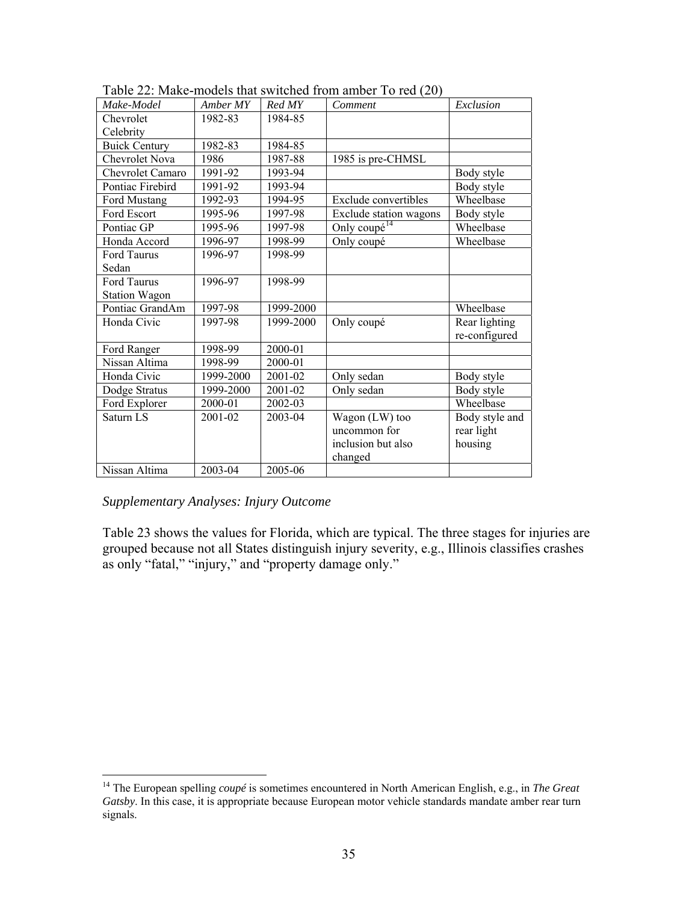Table 22: Make-models that switched from amber To red (20)

| *Make-Model* | *Amber MY* | *Red MY* | *Comment* | *Exclusion* |
|---|---|---|---|---|
| Chevrolet Celebrity | 1982-83 | 1984-85 | | |
| Buick Century | 1982-83 | 1984-85 | | |
| Chevrolet Nova | 1986 | 1987-88 | 1985 is pre-CHMSL | |
| Chevrolet Camaro | 1991-92 | 1993-94 | | Body style |
| Pontiac Firebird | 1991-92 | 1993-94 | | Body style |
| Ford Mustang | 1992-93 | 1994-95 | Exclude convertibles | Wheelbase |
| Ford Escort | 1995-96 | 1997-98 | Exclude station wagons | Body style |
| Pontiac GP | 1995-96 | 1997-98 | Only coupé[14] | Wheelbase |
| Honda Accord | 1996-97 | 1998-99 | Only coupé | Wheelbase |
| Ford Taurus Sedan | 1996-97 | 1998-99 | | |
| Ford Taurus Station Wagon | 1996-97 | 1998-99 | | |
| Pontiac GrandAm | 1997-98 | 1999-2000 | | Wheelbase |
| Honda Civic | 1997-98 | 1999-2000 | Only coupé | Rear lighting re-configured |
| Ford Ranger | 1998-99 | 2000-01 | | |
| Nissan Altima | 1998-99 | 2000-01 | | |
| Honda Civic | 1999-2000 | 2001-02 | Only sedan | Body style |
| Dodge Stratus | 1999-2000 | 2001-02 | Only sedan | Body style |
| Ford Explorer | 2000-01 | 2002-03 | | Wheelbase |
| Saturn LS | 2001-02 | 2003-04 | Wagon (LW) too uncommon for inclusion but also changed | Body style and rear light housing |
| Nissan Altima | 2003-04 | 2005-06 | | |

*Supplementary Analyses: Injury Outcome*

Table 23 shows the values for Florida, which are typical. The three stages for injuries are grouped because not all States distinguish injury severity, e.g., Illinois classifies crashes as only "fatal," "injury," and "property damage only."

[14] The European spelling *coupé* is sometimes encountered in North American English, e.g., in *The Great Gatsby*. In this case, it is appropriate because European motor vehicle standards mandate amber rear turn signals.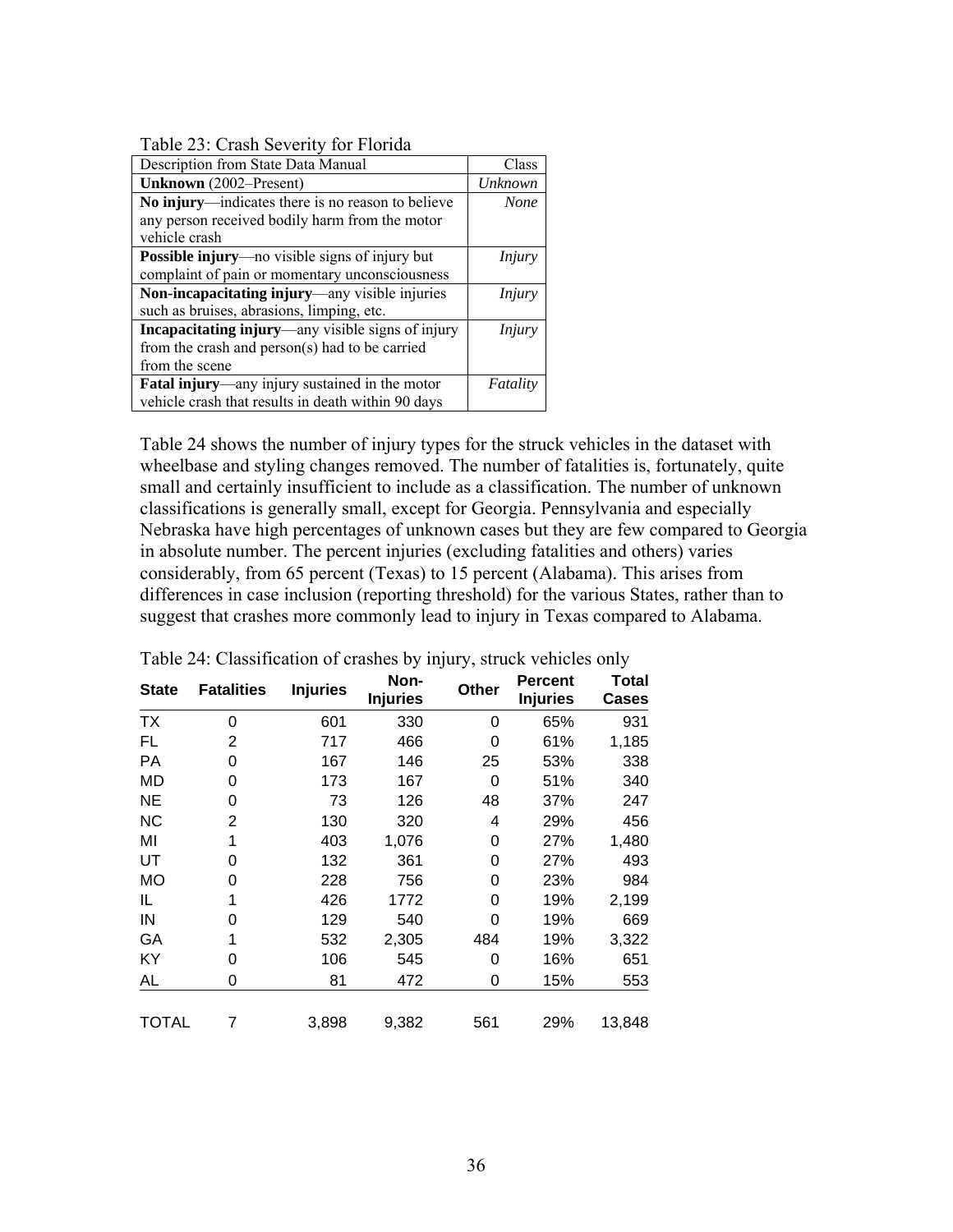Table 23: Crash Severity for Florida

| Description from State Data Manual | Class |
|---|---|
| **Unknown** (2002–Present) | *Unknown* |
| **No injury**—indicates there is no reason to believe any person received bodily harm from the motor vehicle crash | *None* |
| **Possible injury**—no visible signs of injury but complaint of pain or momentary unconsciousness | *Injury* |
| **Non-incapacitating injury**—any visible injuries such as bruises, abrasions, limping, etc. | *Injury* |
| **Incapacitating injury**—any visible signs of injury from the crash and person(s) had to be carried from the scene | *Injury* |
| **Fatal injury**—any injury sustained in the motor vehicle crash that results in death within 90 days | *Fatality* |

Table 24 shows the number of injury types for the struck vehicles in the dataset with wheelbase and styling changes removed. The number of fatalities is, fortunately, quite small and certainly insufficient to include as a classification. The number of unknown classifications is generally small, except for Georgia. Pennsylvania and especially Nebraska have high percentages of unknown cases but they are few compared to Georgia in absolute number. The percent injuries (excluding fatalities and others) varies considerably, from 65 percent (Texas) to 15 percent (Alabama). This arises from differences in case inclusion (reporting threshold) for the various States, rather than to suggest that crashes more commonly lead to injury in Texas compared to Alabama.

Table 24: Classification of crashes by injury, struck vehicles only

| State | Fatalities | Injuries | Non-Injuries | Other | Percent Injuries | Total Cases |
|---|---|---|---|---|---|---|
| TX | 0 | 601 | 330 | 0 | 65% | 931 |
| FL | 2 | 717 | 466 | 0 | 61% | 1,185 |
| PA | 0 | 167 | 146 | 25 | 53% | 338 |
| MD | 0 | 173 | 167 | 0 | 51% | 340 |
| NE | 0 | 73 | 126 | 48 | 37% | 247 |
| NC | 2 | 130 | 320 | 4 | 29% | 456 |
| MI | 1 | 403 | 1,076 | 0 | 27% | 1,480 |
| UT | 0 | 132 | 361 | 0 | 27% | 493 |
| MO | 0 | 228 | 756 | 0 | 23% | 984 |
| IL | 1 | 426 | 1772 | 0 | 19% | 2,199 |
| IN | 0 | 129 | 540 | 0 | 19% | 669 |
| GA | 1 | 532 | 2,305 | 484 | 19% | 3,322 |
| KY | 0 | 106 | 545 | 0 | 16% | 651 |
| AL | 0 | 81 | 472 | 0 | 15% | 553 |
| TOTAL | 7 | 3,898 | 9,382 | 561 | 29% | 13,848 |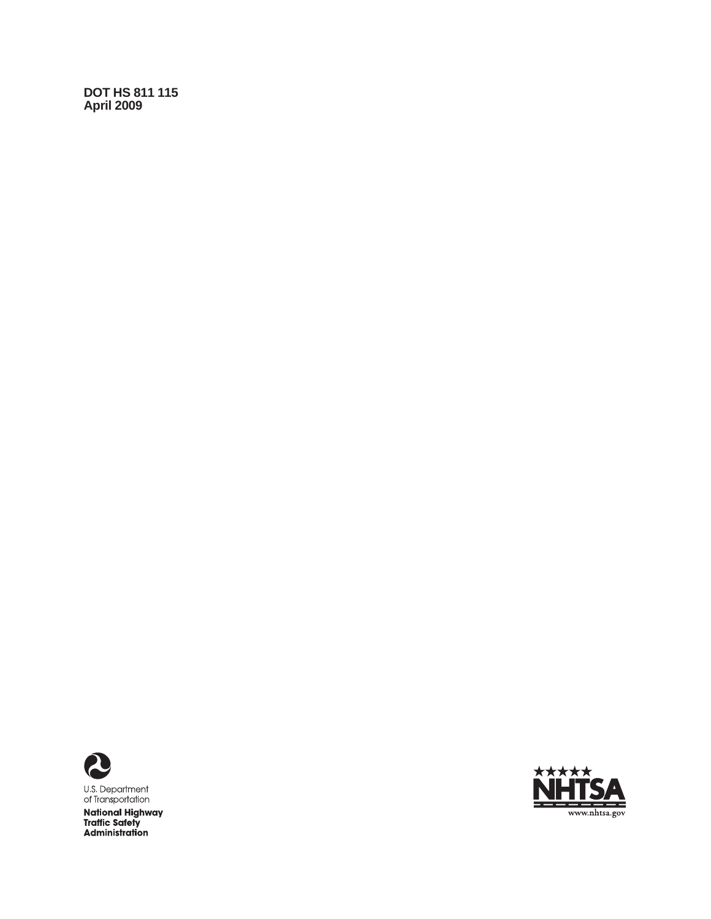**DOT HS 811 115**
**April 2009**

U.S. Department
of Transportation

**National Highway
Traffic Safety
Administration**

NHTSA

www.nhtsa.gov